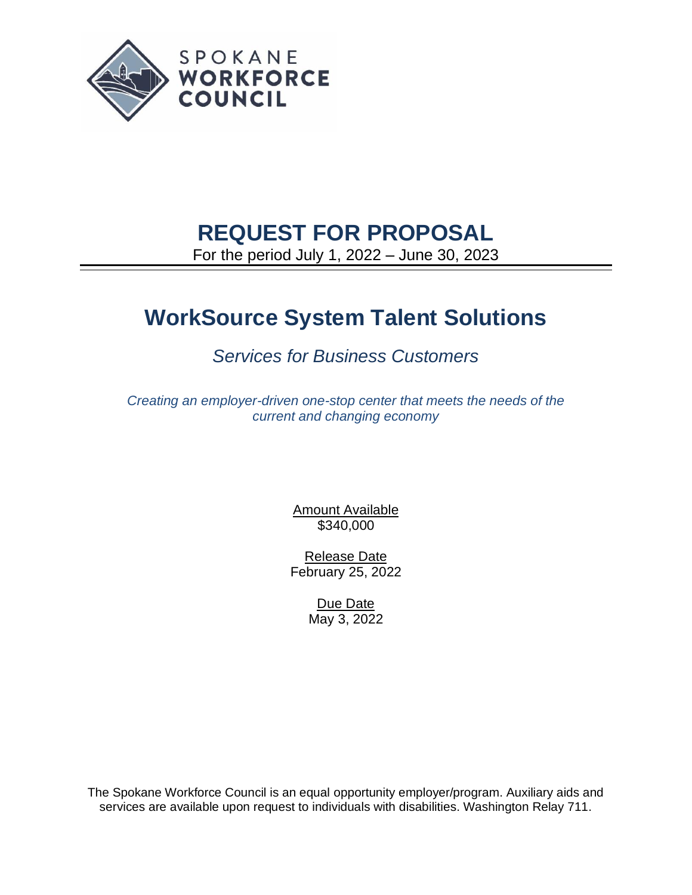SPOKANE
**WORKFORCE**
**COUNCIL**

# REQUEST FOR PROPOSAL

For the period July 1, 2022 – June 30, 2023

# WorkSource System Talent Solutions

## *Services for Business Customers*

*Creating an employer-driven one-stop center that meets the needs of the current and changing economy*

Amount Available
$340,000

Release Date
February 25, 2022

Due Date
May 3, 2022

The Spokane Workforce Council is an equal opportunity employer/program. Auxiliary aids and services are available upon request to individuals with disabilities. Washington Relay 711.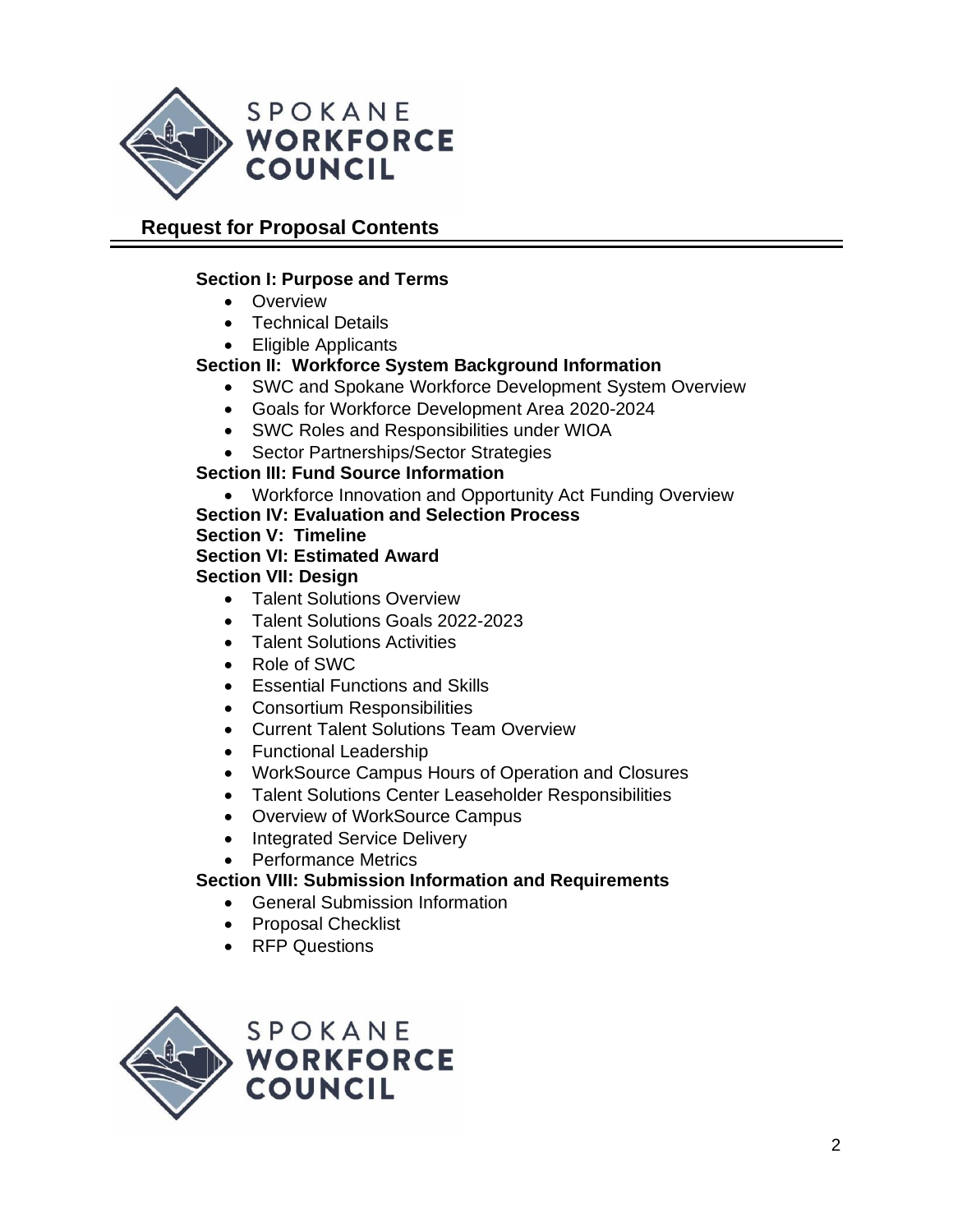## Request for Proposal Contents

**Section I: Purpose and Terms**

- Overview
- Technical Details
- Eligible Applicants

**Section II: Workforce System Background Information**

- SWC and Spokane Workforce Development System Overview
- Goals for Workforce Development Area 2020-2024
- SWC Roles and Responsibilities under WIOA
- Sector Partnerships/Sector Strategies

**Section III: Fund Source Information**

- Workforce Innovation and Opportunity Act Funding Overview

**Section IV: Evaluation and Selection Process**

**Section V: Timeline**

**Section VI: Estimated Award**

**Section VII: Design**

- Talent Solutions Overview
- Talent Solutions Goals 2022-2023
- Talent Solutions Activities
- Role of SWC
- Essential Functions and Skills
- Consortium Responsibilities
- Current Talent Solutions Team Overview
- Functional Leadership
- WorkSource Campus Hours of Operation and Closures
- Talent Solutions Center Leaseholder Responsibilities
- Overview of WorkSource Campus
- Integrated Service Delivery
- Performance Metrics

**Section VIII: Submission Information and Requirements**

- General Submission Information
- Proposal Checklist
- RFP Questions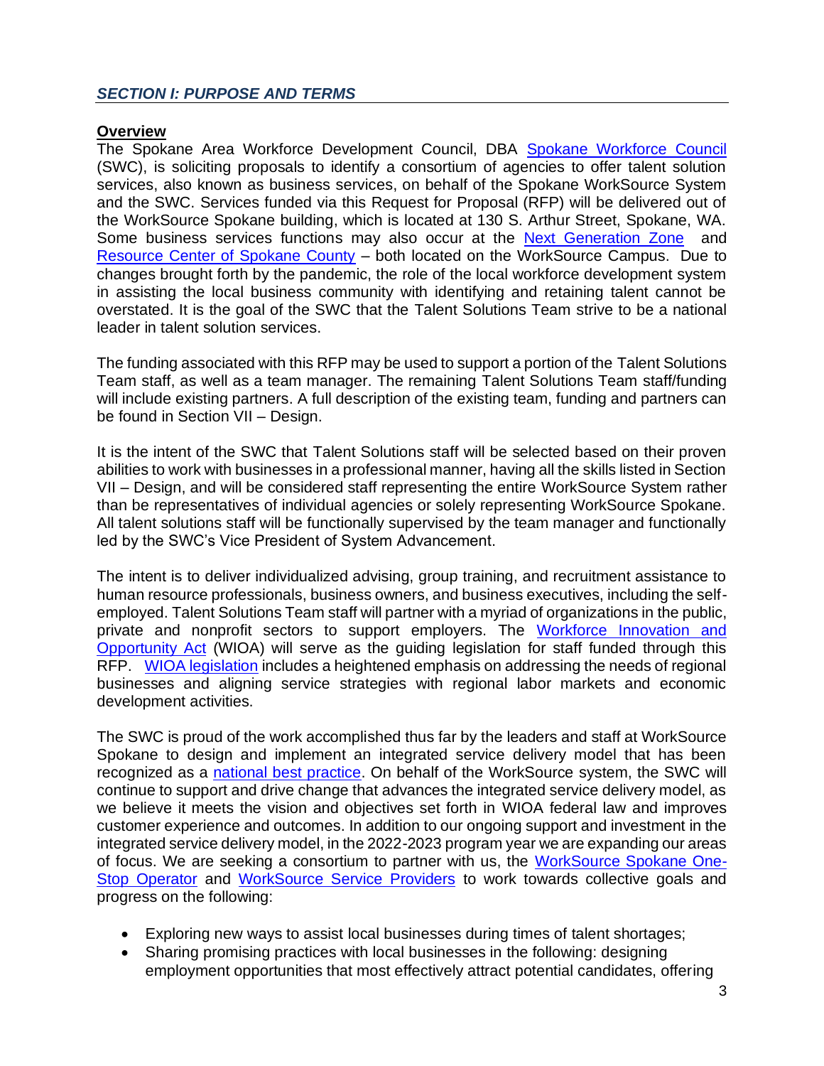## *SECTION I: PURPOSE AND TERMS*

**Overview**

The Spokane Area Workforce Development Council, DBA Spokane Workforce Council (SWC), is soliciting proposals to identify a consortium of agencies to offer talent solution services, also known as business services, on behalf of the Spokane WorkSource System and the SWC. Services funded via this Request for Proposal (RFP) will be delivered out of the WorkSource Spokane building, which is located at 130 S. Arthur Street, Spokane, WA. Some business services functions may also occur at the Next Generation Zone and Resource Center of Spokane County – both located on the WorkSource Campus. Due to changes brought forth by the pandemic, the role of the local workforce development system in assisting the local business community with identifying and retaining talent cannot be overstated. It is the goal of the SWC that the Talent Solutions Team strive to be a national leader in talent solution services.

The funding associated with this RFP may be used to support a portion of the Talent Solutions Team staff, as well as a team manager. The remaining Talent Solutions Team staff/funding will include existing partners. A full description of the existing team, funding and partners can be found in Section VII – Design.

It is the intent of the SWC that Talent Solutions staff will be selected based on their proven abilities to work with businesses in a professional manner, having all the skills listed in Section VII – Design, and will be considered staff representing the entire WorkSource System rather than be representatives of individual agencies or solely representing WorkSource Spokane. All talent solutions staff will be functionally supervised by the team manager and functionally led by the SWC's Vice President of System Advancement.

The intent is to deliver individualized advising, group training, and recruitment assistance to human resource professionals, business owners, and business executives, including the self-employed. Talent Solutions Team staff will partner with a myriad of organizations in the public, private and nonprofit sectors to support employers. The Workforce Innovation and Opportunity Act (WIOA) will serve as the guiding legislation for staff funded through this RFP. WIOA legislation includes a heightened emphasis on addressing the needs of regional businesses and aligning service strategies with regional labor markets and economic development activities.

The SWC is proud of the work accomplished thus far by the leaders and staff at WorkSource Spokane to design and implement an integrated service delivery model that has been recognized as a national best practice. On behalf of the WorkSource system, the SWC will continue to support and drive change that advances the integrated service delivery model, as we believe it meets the vision and objectives set forth in WIOA federal law and improves customer experience and outcomes. In addition to our ongoing support and investment in the integrated service delivery model, in the 2022-2023 program year we are expanding our areas of focus. We are seeking a consortium to partner with us, the WorkSource Spokane One-Stop Operator and WorkSource Service Providers to work towards collective goals and progress on the following:

- Exploring new ways to assist local businesses during times of talent shortages;
- Sharing promising practices with local businesses in the following: designing employment opportunities that most effectively attract potential candidates, offering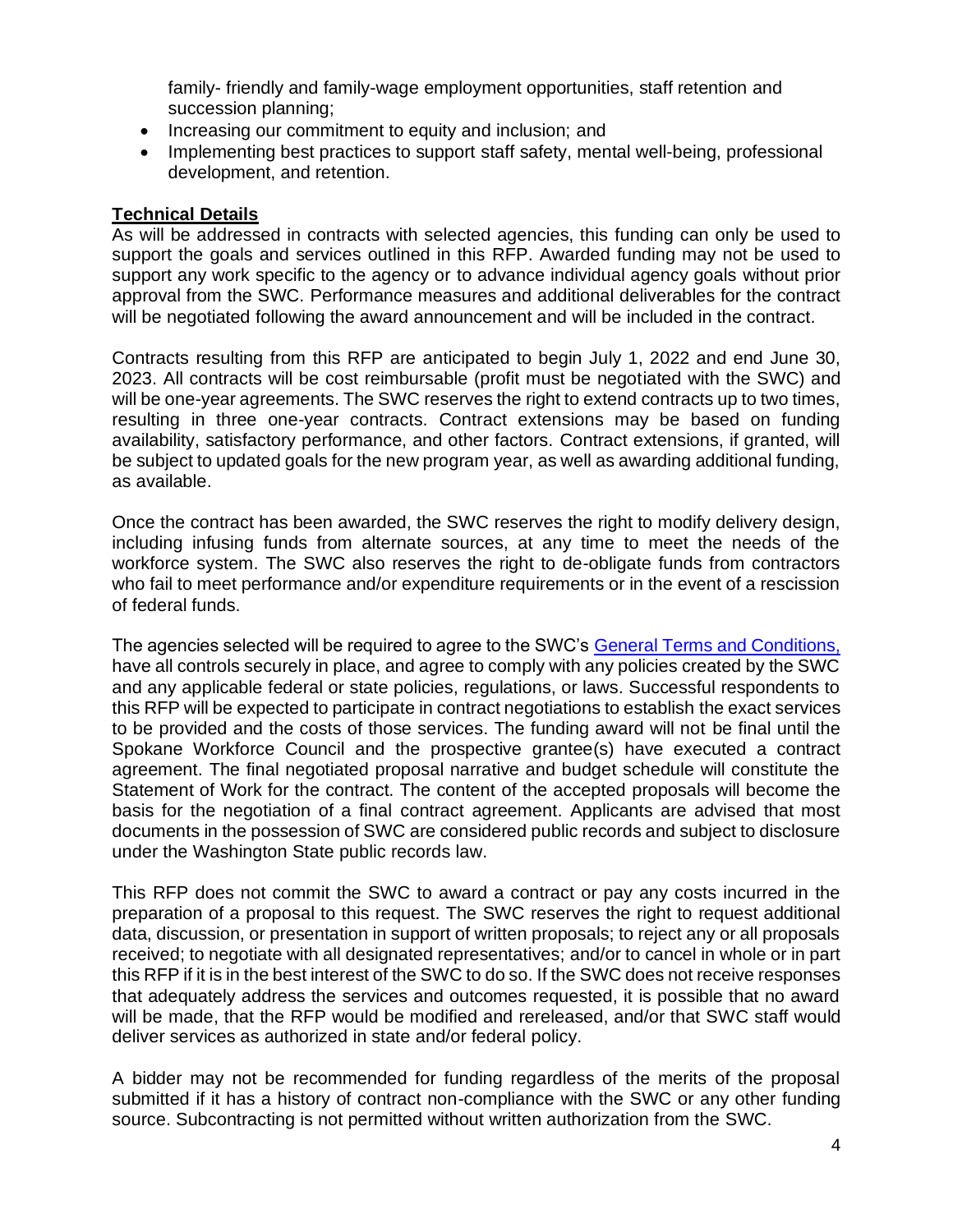family- friendly and family-wage employment opportunities, staff retention and succession planning;

- Increasing our commitment to equity and inclusion; and
- Implementing best practices to support staff safety, mental well-being, professional development, and retention.

## Technical Details

As will be addressed in contracts with selected agencies, this funding can only be used to support the goals and services outlined in this RFP. Awarded funding may not be used to support any work specific to the agency or to advance individual agency goals without prior approval from the SWC. Performance measures and additional deliverables for the contract will be negotiated following the award announcement and will be included in the contract.

Contracts resulting from this RFP are anticipated to begin July 1, 2022 and end June 30, 2023. All contracts will be cost reimbursable (profit must be negotiated with the SWC) and will be one-year agreements. The SWC reserves the right to extend contracts up to two times, resulting in three one-year contracts. Contract extensions may be based on funding availability, satisfactory performance, and other factors. Contract extensions, if granted, will be subject to updated goals for the new program year, as well as awarding additional funding, as available.

Once the contract has been awarded, the SWC reserves the right to modify delivery design, including infusing funds from alternate sources, at any time to meet the needs of the workforce system. The SWC also reserves the right to de-obligate funds from contractors who fail to meet performance and/or expenditure requirements or in the event of a rescission of federal funds.

The agencies selected will be required to agree to the SWC's General Terms and Conditions, have all controls securely in place, and agree to comply with any policies created by the SWC and any applicable federal or state policies, regulations, or laws. Successful respondents to this RFP will be expected to participate in contract negotiations to establish the exact services to be provided and the costs of those services. The funding award will not be final until the Spokane Workforce Council and the prospective grantee(s) have executed a contract agreement. The final negotiated proposal narrative and budget schedule will constitute the Statement of Work for the contract. The content of the accepted proposals will become the basis for the negotiation of a final contract agreement. Applicants are advised that most documents in the possession of SWC are considered public records and subject to disclosure under the Washington State public records law.

This RFP does not commit the SWC to award a contract or pay any costs incurred in the preparation of a proposal to this request. The SWC reserves the right to request additional data, discussion, or presentation in support of written proposals; to reject any or all proposals received; to negotiate with all designated representatives; and/or to cancel in whole or in part this RFP if it is in the best interest of the SWC to do so. If the SWC does not receive responses that adequately address the services and outcomes requested, it is possible that no award will be made, that the RFP would be modified and rereleased, and/or that SWC staff would deliver services as authorized in state and/or federal policy.

A bidder may not be recommended for funding regardless of the merits of the proposal submitted if it has a history of contract non-compliance with the SWC or any other funding source. Subcontracting is not permitted without written authorization from the SWC.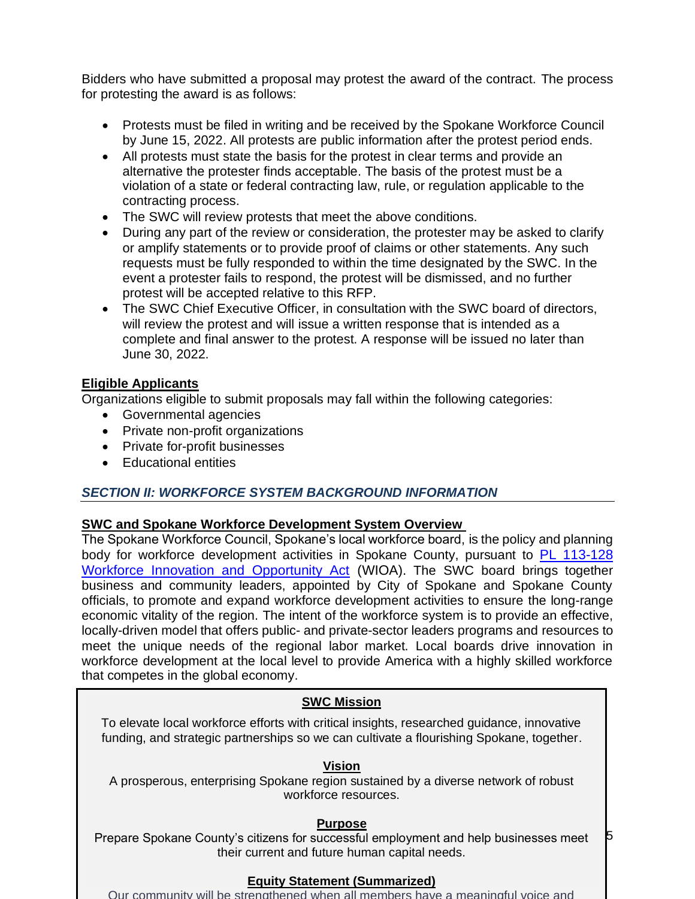Bidders who have submitted a proposal may protest the award of the contract. The process for protesting the award is as follows:

- Protests must be filed in writing and be received by the Spokane Workforce Council by June 15, 2022. All protests are public information after the protest period ends.
- All protests must state the basis for the protest in clear terms and provide an alternative the protester finds acceptable. The basis of the protest must be a violation of a state or federal contracting law, rule, or regulation applicable to the contracting process.
- The SWC will review protests that meet the above conditions.
- During any part of the review or consideration, the protester may be asked to clarify or amplify statements or to provide proof of claims or other statements. Any such requests must be fully responded to within the time designated by the SWC. In the event a protester fails to respond, the protest will be dismissed, and no further protest will be accepted relative to this RFP.
- The SWC Chief Executive Officer, in consultation with the SWC board of directors, will review the protest and will issue a written response that is intended as a complete and final answer to the protest. A response will be issued no later than June 30, 2022.

**Eligible Applicants**

Organizations eligible to submit proposals may fall within the following categories:

- Governmental agencies
- Private non-profit organizations
- Private for-profit businesses
- Educational entities

## *SECTION II: WORKFORCE SYSTEM BACKGROUND INFORMATION*

**SWC and Spokane Workforce Development System Overview**

The Spokane Workforce Council, Spokane's local workforce board, is the policy and planning body for workforce development activities in Spokane County, pursuant to [PL 113-128 Workforce Innovation and Opportunity Act](#) (WIOA). The SWC board brings together business and community leaders, appointed by City of Spokane and Spokane County officials, to promote and expand workforce development activities to ensure the long-range economic vitality of the region. The intent of the workforce system is to provide an effective, locally-driven model that offers public- and private-sector leaders programs and resources to meet the unique needs of the regional labor market. Local boards drive innovation in workforce development at the local level to provide America with a highly skilled workforce that competes in the global economy.

**SWC Mission**

To elevate local workforce efforts with critical insights, researched guidance, innovative funding, and strategic partnerships so we can cultivate a flourishing Spokane, together.

**Vision**

A prosperous, enterprising Spokane region sustained by a diverse network of robust workforce resources.

**Purpose**

Prepare Spokane County's citizens for successful employment and help businesses meet their current and future human capital needs.

**Equity Statement (Summarized)**

Our community will be strengthened when all members have a meaningful voice and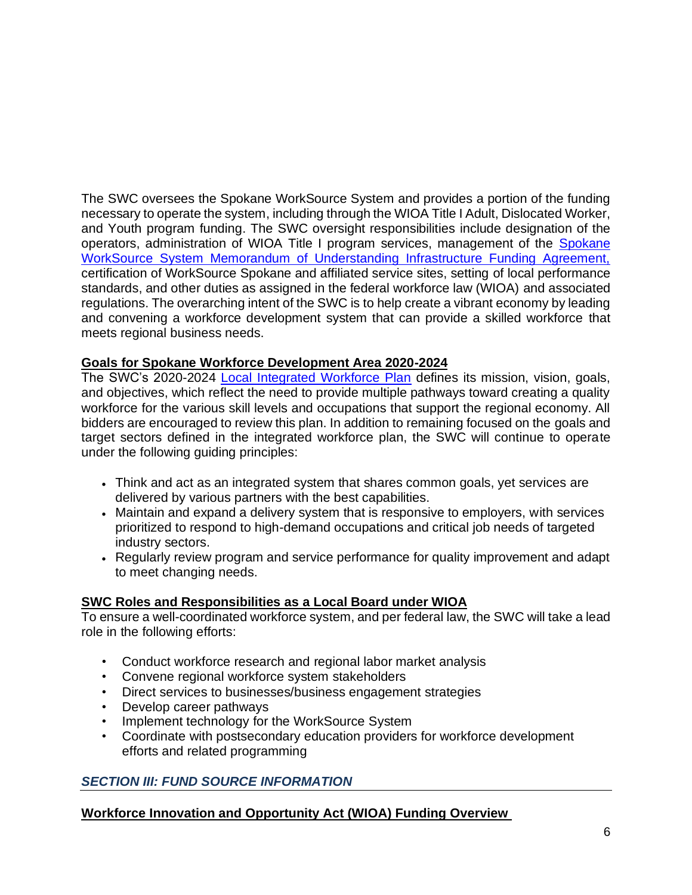The SWC oversees the Spokane WorkSource System and provides a portion of the funding necessary to operate the system, including through the WIOA Title I Adult, Dislocated Worker, and Youth program funding. The SWC oversight responsibilities include designation of the operators, administration of WIOA Title I program services, management of the [Spokane WorkSource System Memorandum of Understanding Infrastructure Funding Agreement,] certification of WorkSource Spokane and affiliated service sites, setting of local performance standards, and other duties as assigned in the federal workforce law (WIOA) and associated regulations. The overarching intent of the SWC is to help create a vibrant economy by leading and convening a workforce development system that can provide a skilled workforce that meets regional business needs.

**Goals for Spokane Workforce Development Area 2020-2024**

The SWC's 2020-2024 Local Integrated Workforce Plan defines its mission, vision, goals, and objectives, which reflect the need to provide multiple pathways toward creating a quality workforce for the various skill levels and occupations that support the regional economy. All bidders are encouraged to review this plan. In addition to remaining focused on the goals and target sectors defined in the integrated workforce plan, the SWC will continue to operate under the following guiding principles:

- Think and act as an integrated system that shares common goals, yet services are delivered by various partners with the best capabilities.
- Maintain and expand a delivery system that is responsive to employers, with services prioritized to respond to high-demand occupations and critical job needs of targeted industry sectors.
- Regularly review program and service performance for quality improvement and adapt to meet changing needs.

**SWC Roles and Responsibilities as a Local Board under WIOA**

To ensure a well-coordinated workforce system, and per federal law, the SWC will take a lead role in the following efforts:

- Conduct workforce research and regional labor market analysis
- Convene regional workforce system stakeholders
- Direct services to businesses/business engagement strategies
- Develop career pathways
- Implement technology for the WorkSource System
- Coordinate with postsecondary education providers for workforce development efforts and related programming

## *SECTION III: FUND SOURCE INFORMATION*

**Workforce Innovation and Opportunity Act (WIOA) Funding Overview**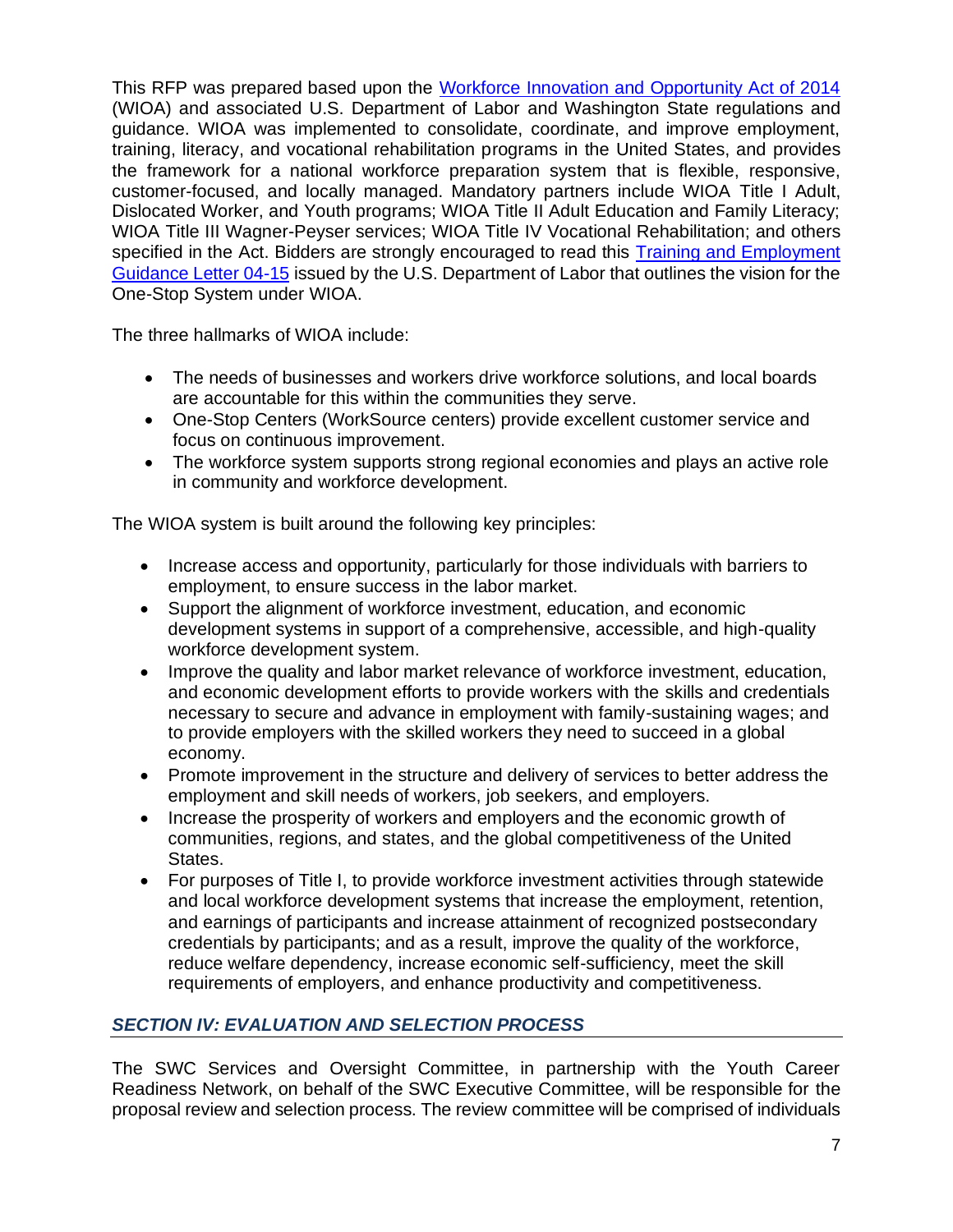This RFP was prepared based upon the [Workforce Innovation and Opportunity Act of 2014](#) (WIOA) and associated U.S. Department of Labor and Washington State regulations and guidance. WIOA was implemented to consolidate, coordinate, and improve employment, training, literacy, and vocational rehabilitation programs in the United States, and provides the framework for a national workforce preparation system that is flexible, responsive, customer-focused, and locally managed. Mandatory partners include WIOA Title I Adult, Dislocated Worker, and Youth programs; WIOA Title II Adult Education and Family Literacy; WIOA Title III Wagner-Peyser services; WIOA Title IV Vocational Rehabilitation; and others specified in the Act. Bidders are strongly encouraged to read this [Training and Employment Guidance Letter 04-15](#) issued by the U.S. Department of Labor that outlines the vision for the One-Stop System under WIOA.

The three hallmarks of WIOA include:

- The needs of businesses and workers drive workforce solutions, and local boards are accountable for this within the communities they serve.
- One-Stop Centers (WorkSource centers) provide excellent customer service and focus on continuous improvement.
- The workforce system supports strong regional economies and plays an active role in community and workforce development.

The WIOA system is built around the following key principles:

- Increase access and opportunity, particularly for those individuals with barriers to employment, to ensure success in the labor market.
- Support the alignment of workforce investment, education, and economic development systems in support of a comprehensive, accessible, and high-quality workforce development system.
- Improve the quality and labor market relevance of workforce investment, education, and economic development efforts to provide workers with the skills and credentials necessary to secure and advance in employment with family-sustaining wages; and to provide employers with the skilled workers they need to succeed in a global economy.
- Promote improvement in the structure and delivery of services to better address the employment and skill needs of workers, job seekers, and employers.
- Increase the prosperity of workers and employers and the economic growth of communities, regions, and states, and the global competitiveness of the United States.
- For purposes of Title I, to provide workforce investment activities through statewide and local workforce development systems that increase the employment, retention, and earnings of participants and increase attainment of recognized postsecondary credentials by participants; and as a result, improve the quality of the workforce, reduce welfare dependency, increase economic self-sufficiency, meet the skill requirements of employers, and enhance productivity and competitiveness.

## *SECTION IV: EVALUATION AND SELECTION PROCESS*

The SWC Services and Oversight Committee, in partnership with the Youth Career Readiness Network, on behalf of the SWC Executive Committee, will be responsible for the proposal review and selection process. The review committee will be comprised of individuals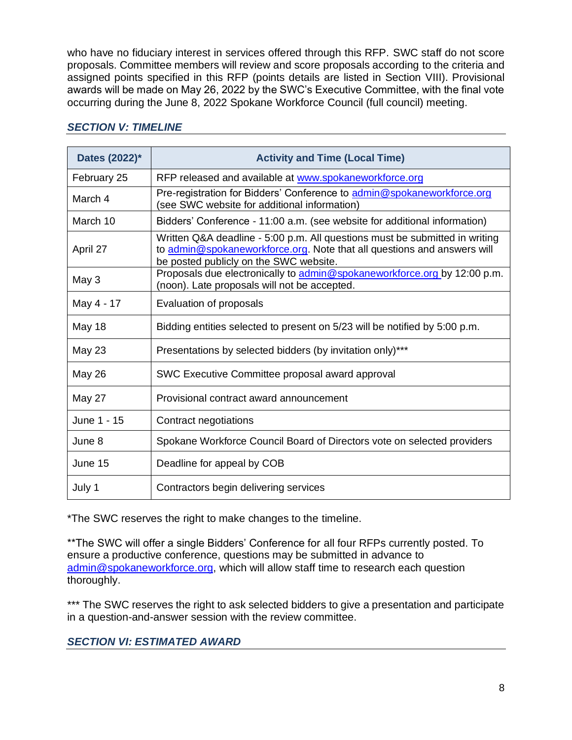who have no fiduciary interest in services offered through this RFP. SWC staff do not score proposals. Committee members will review and score proposals according to the criteria and assigned points specified in this RFP (points details are listed in Section VIII). Provisional awards will be made on May 26, 2022 by the SWC's Executive Committee, with the final vote occurring during the June 8, 2022 Spokane Workforce Council (full council) meeting.

### *SECTION V: TIMELINE*

| Dates (2022)* | Activity and Time (Local Time) |
|---|---|
| February 25 | RFP released and available at www.spokaneworkforce.org |
| March 4 | Pre-registration for Bidders' Conference to admin@spokaneworkforce.org (see SWC website for additional information) |
| March 10 | Bidders' Conference - 11:00 a.m. (see website for additional information) |
| April 27 | Written Q&A deadline - 5:00 p.m. All questions must be submitted in writing to admin@spokaneworkforce.org. Note that all questions and answers will be posted publicly on the SWC website. |
| May 3 | Proposals due electronically to admin@spokaneworkforce.org by 12:00 p.m. (noon). Late proposals will not be accepted. |
| May 4 - 17 | Evaluation of proposals |
| May 18 | Bidding entities selected to present on 5/23 will be notified by 5:00 p.m. |
| May 23 | Presentations by selected bidders (by invitation only)*** |
| May 26 | SWC Executive Committee proposal award approval |
| May 27 | Provisional contract award announcement |
| June 1 - 15 | Contract negotiations |
| June 8 | Spokane Workforce Council Board of Directors vote on selected providers |
| June 15 | Deadline for appeal by COB |
| July 1 | Contractors begin delivering services |

*The SWC reserves the right to make changes to the timeline.

**The SWC will offer a single Bidders' Conference for all four RFPs currently posted. To ensure a productive conference, questions may be submitted in advance to admin@spokaneworkforce.org, which will allow staff time to research each question thoroughly.

*** The SWC reserves the right to ask selected bidders to give a presentation and participate in a question-and-answer session with the review committee.

### *SECTION VI: ESTIMATED AWARD*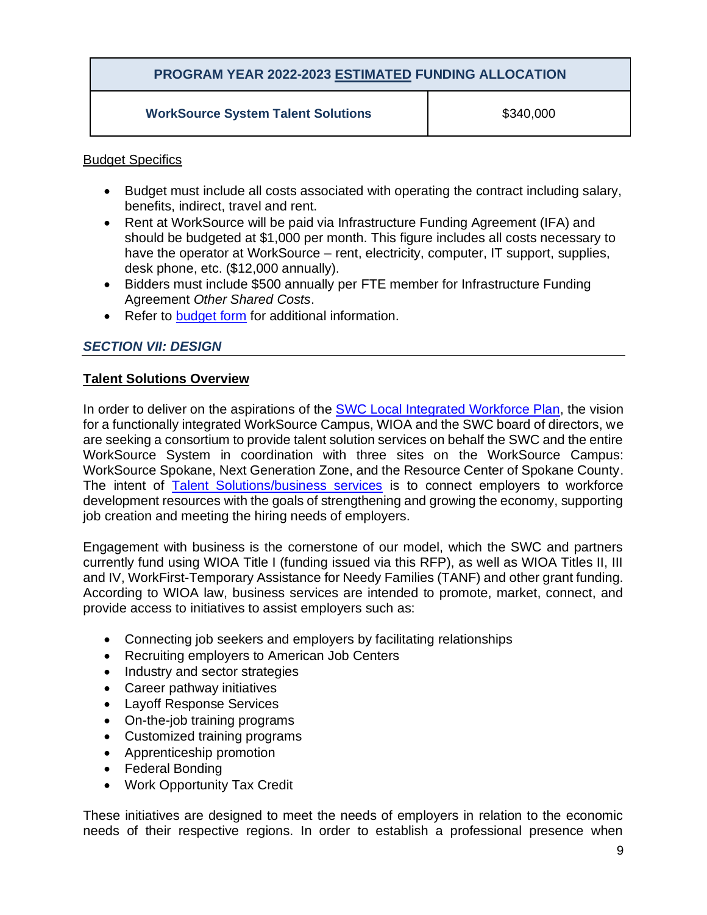| PROGRAM YEAR 2022-2023 ESTIMATED FUNDING ALLOCATION | |
|---|---|
| **WorkSource System Talent Solutions** | $340,000 |

Budget Specifics

- Budget must include all costs associated with operating the contract including salary, benefits, indirect, travel and rent.
- Rent at WorkSource will be paid via Infrastructure Funding Agreement (IFA) and should be budgeted at $1,000 per month. This figure includes all costs necessary to have the operator at WorkSource – rent, electricity, computer, IT support, supplies, desk phone, etc. ($12,000 annually).
- Bidders must include $500 annually per FTE member for Infrastructure Funding Agreement *Other Shared Costs*.
- Refer to budget form for additional information.

## *SECTION VII: DESIGN*

**Talent Solutions Overview**

In order to deliver on the aspirations of the SWC Local Integrated Workforce Plan, the vision for a functionally integrated WorkSource Campus, WIOA and the SWC board of directors, we are seeking a consortium to provide talent solution services on behalf the SWC and the entire WorkSource System in coordination with three sites on the WorkSource Campus: WorkSource Spokane, Next Generation Zone, and the Resource Center of Spokane County. The intent of Talent Solutions/business services is to connect employers to workforce development resources with the goals of strengthening and growing the economy, supporting job creation and meeting the hiring needs of employers.

Engagement with business is the cornerstone of our model, which the SWC and partners currently fund using WIOA Title I (funding issued via this RFP), as well as WIOA Titles II, III and IV, WorkFirst-Temporary Assistance for Needy Families (TANF) and other grant funding. According to WIOA law, business services are intended to promote, market, connect, and provide access to initiatives to assist employers such as:

- Connecting job seekers and employers by facilitating relationships
- Recruiting employers to American Job Centers
- Industry and sector strategies
- Career pathway initiatives
- Layoff Response Services
- On-the-job training programs
- Customized training programs
- Apprenticeship promotion
- Federal Bonding
- Work Opportunity Tax Credit

These initiatives are designed to meet the needs of employers in relation to the economic needs of their respective regions. In order to establish a professional presence when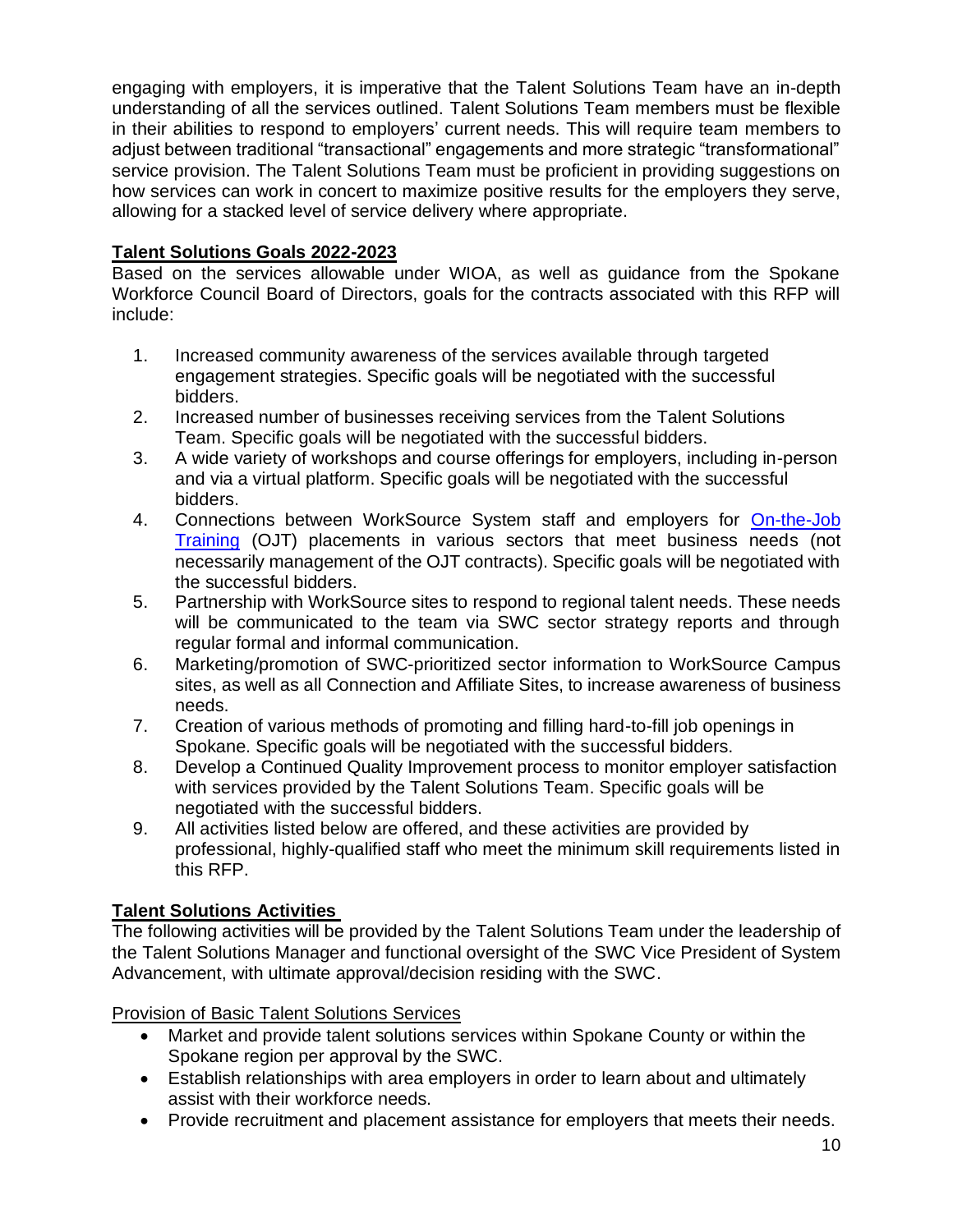engaging with employers, it is imperative that the Talent Solutions Team have an in-depth understanding of all the services outlined. Talent Solutions Team members must be flexible in their abilities to respond to employers' current needs. This will require team members to adjust between traditional "transactional" engagements and more strategic "transformational" service provision. The Talent Solutions Team must be proficient in providing suggestions on how services can work in concert to maximize positive results for the employers they serve, allowing for a stacked level of service delivery where appropriate.

## Talent Solutions Goals 2022-2023

Based on the services allowable under WIOA, as well as guidance from the Spokane Workforce Council Board of Directors, goals for the contracts associated with this RFP will include:

1. Increased community awareness of the services available through targeted engagement strategies. Specific goals will be negotiated with the successful bidders.
2. Increased number of businesses receiving services from the Talent Solutions Team. Specific goals will be negotiated with the successful bidders.
3. A wide variety of workshops and course offerings for employers, including in-person and via a virtual platform. Specific goals will be negotiated with the successful bidders.
4. Connections between WorkSource System staff and employers for On-the-Job Training (OJT) placements in various sectors that meet business needs (not necessarily management of the OJT contracts). Specific goals will be negotiated with the successful bidders.
5. Partnership with WorkSource sites to respond to regional talent needs. These needs will be communicated to the team via SWC sector strategy reports and through regular formal and informal communication.
6. Marketing/promotion of SWC-prioritized sector information to WorkSource Campus sites, as well as all Connection and Affiliate Sites, to increase awareness of business needs.
7. Creation of various methods of promoting and filling hard-to-fill job openings in Spokane. Specific goals will be negotiated with the successful bidders.
8. Develop a Continued Quality Improvement process to monitor employer satisfaction with services provided by the Talent Solutions Team. Specific goals will be negotiated with the successful bidders.
9. All activities listed below are offered, and these activities are provided by professional, highly-qualified staff who meet the minimum skill requirements listed in this RFP.

## Talent Solutions Activities

The following activities will be provided by the Talent Solutions Team under the leadership of the Talent Solutions Manager and functional oversight of the SWC Vice President of System Advancement, with ultimate approval/decision residing with the SWC.

### Provision of Basic Talent Solutions Services

- Market and provide talent solutions services within Spokane County or within the Spokane region per approval by the SWC.
- Establish relationships with area employers in order to learn about and ultimately assist with their workforce needs.
- Provide recruitment and placement assistance for employers that meets their needs.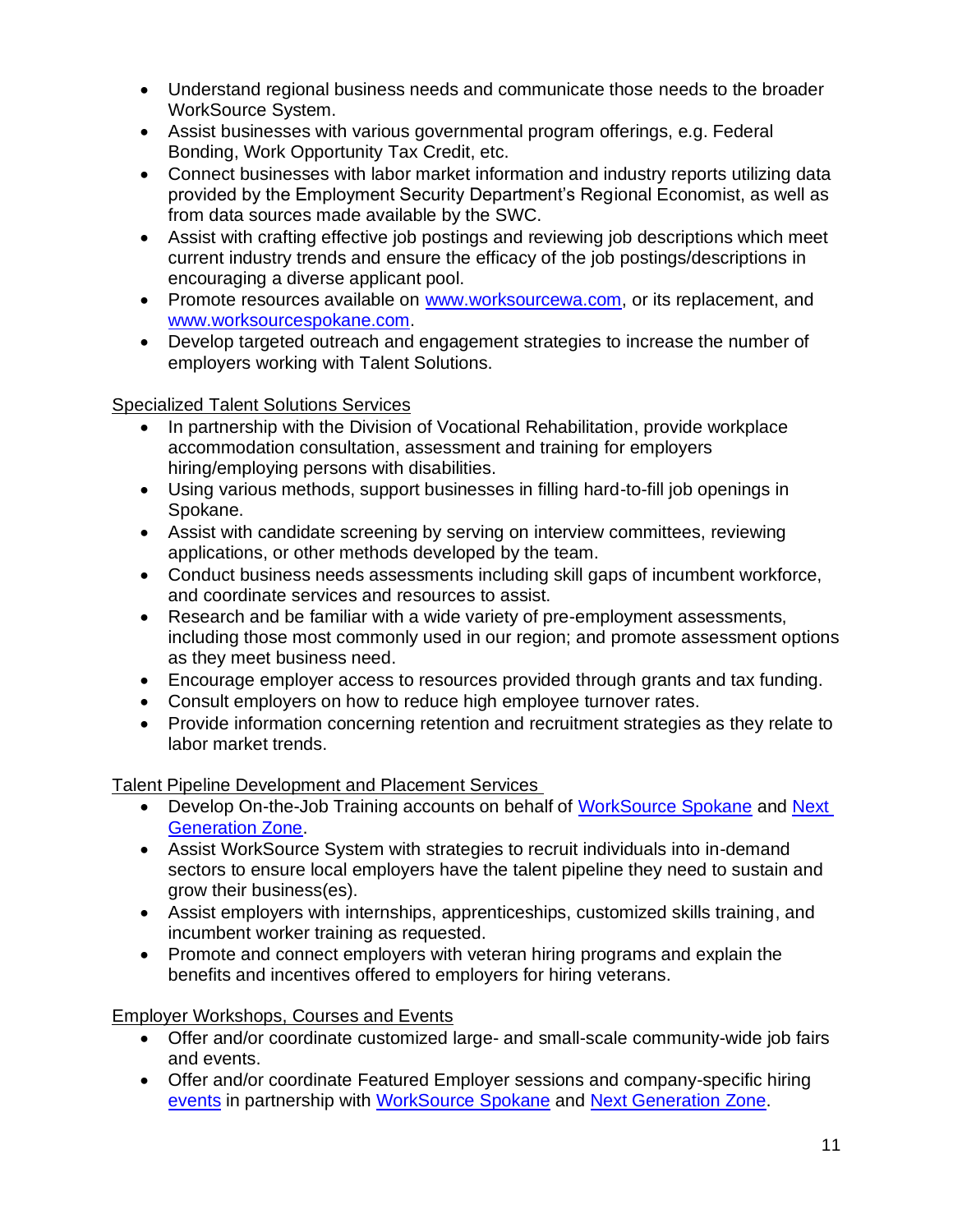- Understand regional business needs and communicate those needs to the broader WorkSource System.
- Assist businesses with various governmental program offerings, e.g. Federal Bonding, Work Opportunity Tax Credit, etc.
- Connect businesses with labor market information and industry reports utilizing data provided by the Employment Security Department's Regional Economist, as well as from data sources made available by the SWC.
- Assist with crafting effective job postings and reviewing job descriptions which meet current industry trends and ensure the efficacy of the job postings/descriptions in encouraging a diverse applicant pool.
- Promote resources available on [www.worksourcewa.com](www.worksourcewa.com), or its replacement, and [www.worksourcespokane.com](www.worksourcespokane.com).
- Develop targeted outreach and engagement strategies to increase the number of employers working with Talent Solutions.

<u>Specialized Talent Solutions Services</u>

- In partnership with the Division of Vocational Rehabilitation, provide workplace accommodation consultation, assessment and training for employers hiring/employing persons with disabilities.
- Using various methods, support businesses in filling hard-to-fill job openings in Spokane.
- Assist with candidate screening by serving on interview committees, reviewing applications, or other methods developed by the team.
- Conduct business needs assessments including skill gaps of incumbent workforce, and coordinate services and resources to assist.
- Research and be familiar with a wide variety of pre-employment assessments, including those most commonly used in our region; and promote assessment options as they meet business need.
- Encourage employer access to resources provided through grants and tax funding.
- Consult employers on how to reduce high employee turnover rates.
- Provide information concerning retention and recruitment strategies as they relate to labor market trends.

<u>Talent Pipeline Development and Placement Services</u>

- Develop On-the-Job Training accounts on behalf of WorkSource Spokane and Next Generation Zone.
- Assist WorkSource System with strategies to recruit individuals into in-demand sectors to ensure local employers have the talent pipeline they need to sustain and grow their business(es).
- Assist employers with internships, apprenticeships, customized skills training, and incumbent worker training as requested.
- Promote and connect employers with veteran hiring programs and explain the benefits and incentives offered to employers for hiring veterans.

<u>Employer Workshops, Courses and Events</u>

- Offer and/or coordinate customized large- and small-scale community-wide job fairs and events.
- Offer and/or coordinate Featured Employer sessions and company-specific hiring events in partnership with WorkSource Spokane and Next Generation Zone.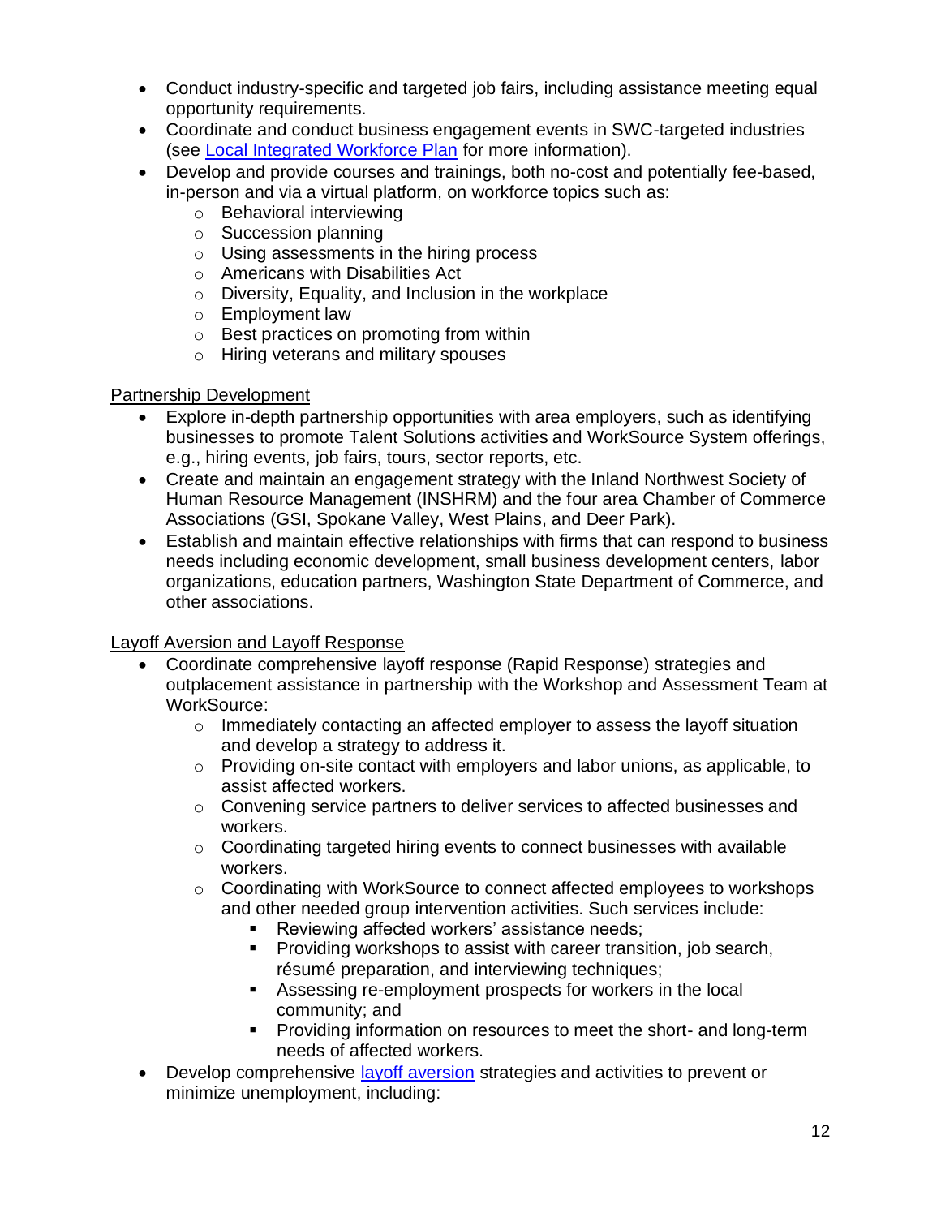- Conduct industry-specific and targeted job fairs, including assistance meeting equal opportunity requirements.
- Coordinate and conduct business engagement events in SWC-targeted industries (see [Local Integrated Workforce Plan]() for more information).
- Develop and provide courses and trainings, both no-cost and potentially fee-based, in-person and via a virtual platform, on workforce topics such as:
  - Behavioral interviewing
  - Succession planning
  - Using assessments in the hiring process
  - Americans with Disabilities Act
  - Diversity, Equality, and Inclusion in the workplace
  - Employment law
  - Best practices on promoting from within
  - Hiring veterans and military spouses

Partnership Development

- Explore in-depth partnership opportunities with area employers, such as identifying businesses to promote Talent Solutions activities and WorkSource System offerings, e.g., hiring events, job fairs, tours, sector reports, etc.
- Create and maintain an engagement strategy with the Inland Northwest Society of Human Resource Management (INSHRM) and the four area Chamber of Commerce Associations (GSI, Spokane Valley, West Plains, and Deer Park).
- Establish and maintain effective relationships with firms that can respond to business needs including economic development, small business development centers, labor organizations, education partners, Washington State Department of Commerce, and other associations.

Layoff Aversion and Layoff Response

- Coordinate comprehensive layoff response (Rapid Response) strategies and outplacement assistance in partnership with the Workshop and Assessment Team at WorkSource:
  - Immediately contacting an affected employer to assess the layoff situation and develop a strategy to address it.
  - Providing on-site contact with employers and labor unions, as applicable, to assist affected workers.
  - Convening service partners to deliver services to affected businesses and workers.
  - Coordinating targeted hiring events to connect businesses with available workers.
  - Coordinating with WorkSource to connect affected employees to workshops and other needed group intervention activities. Such services include:
    - Reviewing affected workers' assistance needs;
    - Providing workshops to assist with career transition, job search, résumé preparation, and interviewing techniques;
    - Assessing re-employment prospects for workers in the local community; and
    - Providing information on resources to meet the short- and long-term needs of affected workers.
- Develop comprehensive [layoff aversion]() strategies and activities to prevent or minimize unemployment, including: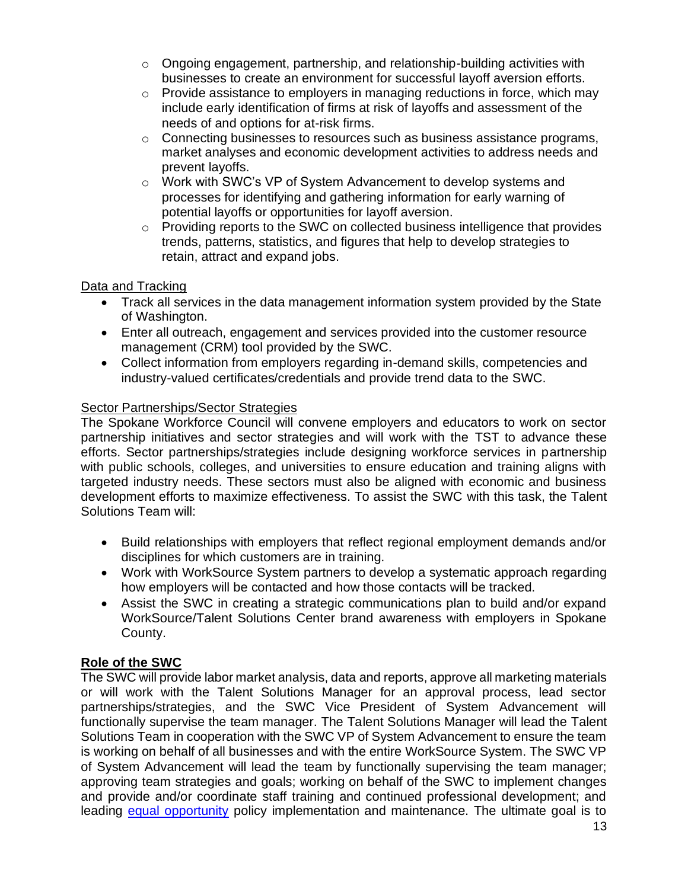- Ongoing engagement, partnership, and relationship-building activities with businesses to create an environment for successful layoff aversion efforts.
  - Provide assistance to employers in managing reductions in force, which may include early identification of firms at risk of layoffs and assessment of the needs of and options for at-risk firms.
  - Connecting businesses to resources such as business assistance programs, market analyses and economic development activities to address needs and prevent layoffs.
  - Work with SWC's VP of System Advancement to develop systems and processes for identifying and gathering information for early warning of potential layoffs or opportunities for layoff aversion.
  - Providing reports to the SWC on collected business intelligence that provides trends, patterns, statistics, and figures that help to develop strategies to retain, attract and expand jobs.

<u>Data and Tracking</u>

- Track all services in the data management information system provided by the State of Washington.
- Enter all outreach, engagement and services provided into the customer resource management (CRM) tool provided by the SWC.
- Collect information from employers regarding in-demand skills, competencies and industry-valued certificates/credentials and provide trend data to the SWC.

<u>Sector Partnerships/Sector Strategies</u>

The Spokane Workforce Council will convene employers and educators to work on sector partnership initiatives and sector strategies and will work with the TST to advance these efforts. Sector partnerships/strategies include designing workforce services in partnership with public schools, colleges, and universities to ensure education and training aligns with targeted industry needs. These sectors must also be aligned with economic and business development efforts to maximize effectiveness. To assist the SWC with this task, the Talent Solutions Team will:

- Build relationships with employers that reflect regional employment demands and/or disciplines for which customers are in training.
- Work with WorkSource System partners to develop a systematic approach regarding how employers will be contacted and how those contacts will be tracked.
- Assist the SWC in creating a strategic communications plan to build and/or expand WorkSource/Talent Solutions Center brand awareness with employers in Spokane County.

**<u>Role of the SWC</u>**

The SWC will provide labor market analysis, data and reports, approve all marketing materials or will work with the Talent Solutions Manager for an approval process, lead sector partnerships/strategies, and the SWC Vice President of System Advancement will functionally supervise the team manager. The Talent Solutions Manager will lead the Talent Solutions Team in cooperation with the SWC VP of System Advancement to ensure the team is working on behalf of all businesses and with the entire WorkSource System. The SWC VP of System Advancement will lead the team by functionally supervising the team manager; approving team strategies and goals; working on behalf of the SWC to implement changes and provide and/or coordinate staff training and continued professional development; and leading [equal opportunity] policy implementation and maintenance. The ultimate goal is to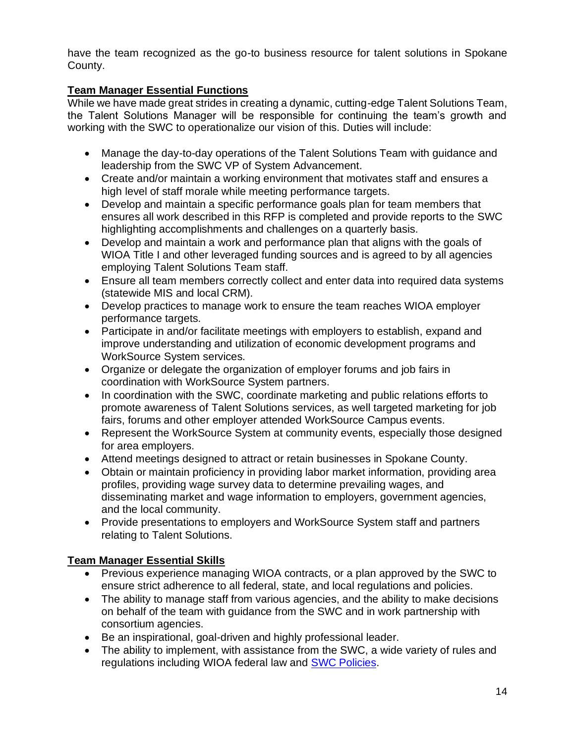have the team recognized as the go-to business resource for talent solutions in Spokane County.

**Team Manager Essential Functions**

While we have made great strides in creating a dynamic, cutting-edge Talent Solutions Team, the Talent Solutions Manager will be responsible for continuing the team's growth and working with the SWC to operationalize our vision of this. Duties will include:

- Manage the day-to-day operations of the Talent Solutions Team with guidance and leadership from the SWC VP of System Advancement.
- Create and/or maintain a working environment that motivates staff and ensures a high level of staff morale while meeting performance targets.
- Develop and maintain a specific performance goals plan for team members that ensures all work described in this RFP is completed and provide reports to the SWC highlighting accomplishments and challenges on a quarterly basis.
- Develop and maintain a work and performance plan that aligns with the goals of WIOA Title I and other leveraged funding sources and is agreed to by all agencies employing Talent Solutions Team staff.
- Ensure all team members correctly collect and enter data into required data systems (statewide MIS and local CRM).
- Develop practices to manage work to ensure the team reaches WIOA employer performance targets.
- Participate in and/or facilitate meetings with employers to establish, expand and improve understanding and utilization of economic development programs and WorkSource System services.
- Organize or delegate the organization of employer forums and job fairs in coordination with WorkSource System partners.
- In coordination with the SWC, coordinate marketing and public relations efforts to promote awareness of Talent Solutions services, as well targeted marketing for job fairs, forums and other employer attended WorkSource Campus events.
- Represent the WorkSource System at community events, especially those designed for area employers.
- Attend meetings designed to attract or retain businesses in Spokane County.
- Obtain or maintain proficiency in providing labor market information, providing area profiles, providing wage survey data to determine prevailing wages, and disseminating market and wage information to employers, government agencies, and the local community.
- Provide presentations to employers and WorkSource System staff and partners relating to Talent Solutions.

**Team Manager Essential Skills**

- Previous experience managing WIOA contracts, or a plan approved by the SWC to ensure strict adherence to all federal, state, and local regulations and policies.
- The ability to manage staff from various agencies, and the ability to make decisions on behalf of the team with guidance from the SWC and in work partnership with consortium agencies.
- Be an inspirational, goal-driven and highly professional leader.
- The ability to implement, with assistance from the SWC, a wide variety of rules and regulations including WIOA federal law and SWC Policies.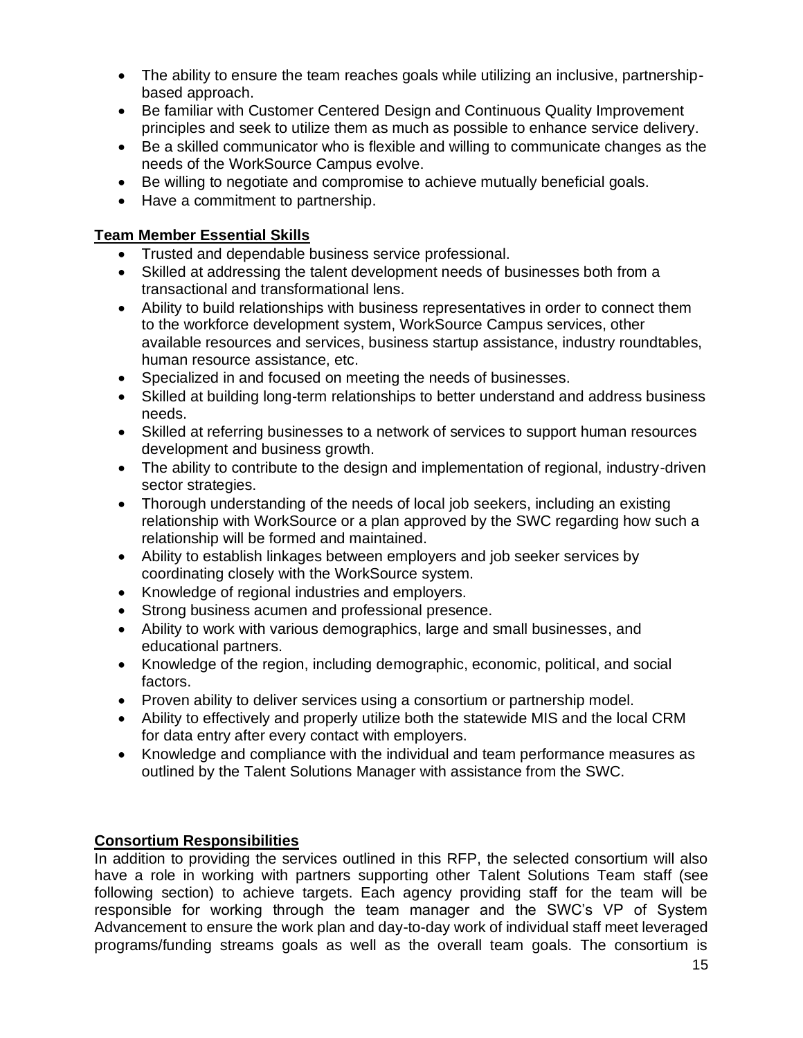- The ability to ensure the team reaches goals while utilizing an inclusive, partnership-based approach.
- Be familiar with Customer Centered Design and Continuous Quality Improvement principles and seek to utilize them as much as possible to enhance service delivery.
- Be a skilled communicator who is flexible and willing to communicate changes as the needs of the WorkSource Campus evolve.
- Be willing to negotiate and compromise to achieve mutually beneficial goals.
- Have a commitment to partnership.

**Team Member Essential Skills**

- Trusted and dependable business service professional.
- Skilled at addressing the talent development needs of businesses both from a transactional and transformational lens.
- Ability to build relationships with business representatives in order to connect them to the workforce development system, WorkSource Campus services, other available resources and services, business startup assistance, industry roundtables, human resource assistance, etc.
- Specialized in and focused on meeting the needs of businesses.
- Skilled at building long-term relationships to better understand and address business needs.
- Skilled at referring businesses to a network of services to support human resources development and business growth.
- The ability to contribute to the design and implementation of regional, industry-driven sector strategies.
- Thorough understanding of the needs of local job seekers, including an existing relationship with WorkSource or a plan approved by the SWC regarding how such a relationship will be formed and maintained.
- Ability to establish linkages between employers and job seeker services by coordinating closely with the WorkSource system.
- Knowledge of regional industries and employers.
- Strong business acumen and professional presence.
- Ability to work with various demographics, large and small businesses, and educational partners.
- Knowledge of the region, including demographic, economic, political, and social factors.
- Proven ability to deliver services using a consortium or partnership model.
- Ability to effectively and properly utilize both the statewide MIS and the local CRM for data entry after every contact with employers.
- Knowledge and compliance with the individual and team performance measures as outlined by the Talent Solutions Manager with assistance from the SWC.

**Consortium Responsibilities**

In addition to providing the services outlined in this RFP, the selected consortium will also have a role in working with partners supporting other Talent Solutions Team staff (see following section) to achieve targets. Each agency providing staff for the team will be responsible for working through the team manager and the SWC's VP of System Advancement to ensure the work plan and day-to-day work of individual staff meet leveraged programs/funding streams goals as well as the overall team goals. The consortium is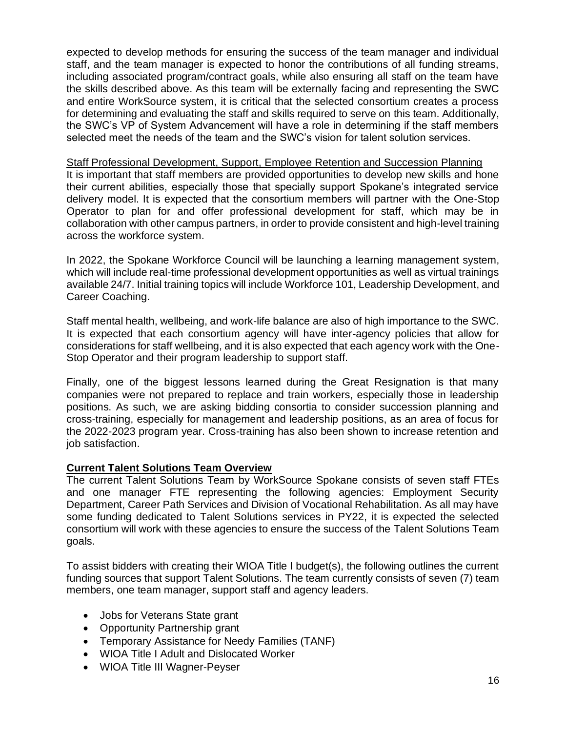expected to develop methods for ensuring the success of the team manager and individual staff, and the team manager is expected to honor the contributions of all funding streams, including associated program/contract goals, while also ensuring all staff on the team have the skills described above. As this team will be externally facing and representing the SWC and entire WorkSource system, it is critical that the selected consortium creates a process for determining and evaluating the staff and skills required to serve on this team. Additionally, the SWC's VP of System Advancement will have a role in determining if the staff members selected meet the needs of the team and the SWC's vision for talent solution services.

Staff Professional Development, Support, Employee Retention and Succession Planning

It is important that staff members are provided opportunities to develop new skills and hone their current abilities, especially those that specially support Spokane's integrated service delivery model. It is expected that the consortium members will partner with the One-Stop Operator to plan for and offer professional development for staff, which may be in collaboration with other campus partners, in order to provide consistent and high-level training across the workforce system.

In 2022, the Spokane Workforce Council will be launching a learning management system, which will include real-time professional development opportunities as well as virtual trainings available 24/7. Initial training topics will include Workforce 101, Leadership Development, and Career Coaching.

Staff mental health, wellbeing, and work-life balance are also of high importance to the SWC. It is expected that each consortium agency will have inter-agency policies that allow for considerations for staff wellbeing, and it is also expected that each agency work with the One-Stop Operator and their program leadership to support staff.

Finally, one of the biggest lessons learned during the Great Resignation is that many companies were not prepared to replace and train workers, especially those in leadership positions. As such, we are asking bidding consortia to consider succession planning and cross-training, especially for management and leadership positions, as an area of focus for the 2022-2023 program year. Cross-training has also been shown to increase retention and job satisfaction.

**Current Talent Solutions Team Overview**

The current Talent Solutions Team by WorkSource Spokane consists of seven staff FTEs and one manager FTE representing the following agencies: Employment Security Department, Career Path Services and Division of Vocational Rehabilitation. As all may have some funding dedicated to Talent Solutions services in PY22, it is expected the selected consortium will work with these agencies to ensure the success of the Talent Solutions Team goals.

To assist bidders with creating their WIOA Title I budget(s), the following outlines the current funding sources that support Talent Solutions. The team currently consists of seven (7) team members, one team manager, support staff and agency leaders.

- Jobs for Veterans State grant
- Opportunity Partnership grant
- Temporary Assistance for Needy Families (TANF)
- WIOA Title I Adult and Dislocated Worker
- WIOA Title III Wagner-Peyser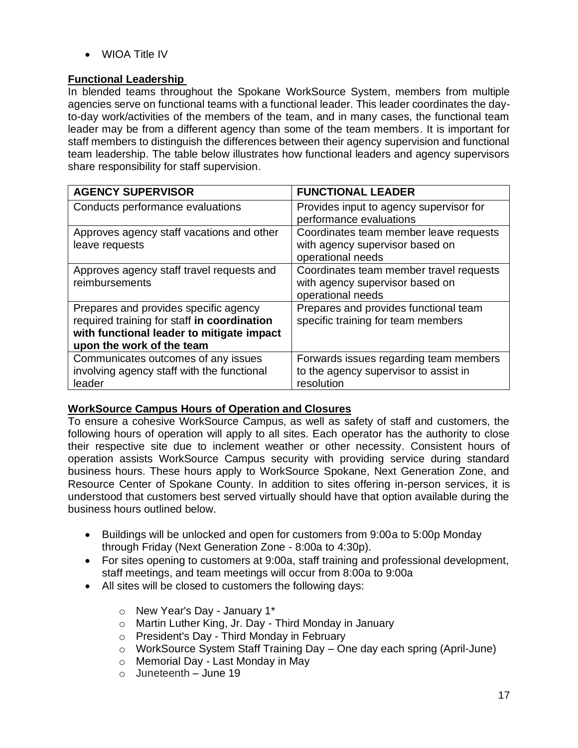- WIOA Title IV

**Functional Leadership**

In blended teams throughout the Spokane WorkSource System, members from multiple agencies serve on functional teams with a functional leader. This leader coordinates the day-to-day work/activities of the members of the team, and in many cases, the functional team leader may be from a different agency than some of the team members. It is important for staff members to distinguish the differences between their agency supervision and functional team leadership. The table below illustrates how functional leaders and agency supervisors share responsibility for staff supervision.

| AGENCY SUPERVISOR | FUNCTIONAL LEADER |
| --- | --- |
| Conducts performance evaluations | Provides input to agency supervisor for performance evaluations |
| Approves agency staff vacations and other leave requests | Coordinates team member leave requests with agency supervisor based on operational needs |
| Approves agency staff travel requests and reimbursements | Coordinates team member travel requests with agency supervisor based on operational needs |
| Prepares and provides specific agency required training for staff **in coordination with functional leader to mitigate impact upon the work of the team** | Prepares and provides functional team specific training for team members |
| Communicates outcomes of any issues involving agency staff with the functional leader | Forwards issues regarding team members to the agency supervisor to assist in resolution |

**WorkSource Campus Hours of Operation and Closures**

To ensure a cohesive WorkSource Campus, as well as safety of staff and customers, the following hours of operation will apply to all sites. Each operator has the authority to close their respective site due to inclement weather or other necessity. Consistent hours of operation assists WorkSource Campus security with providing service during standard business hours. These hours apply to WorkSource Spokane, Next Generation Zone, and Resource Center of Spokane County. In addition to sites offering in-person services, it is understood that customers best served virtually should have that option available during the business hours outlined below.

- Buildings will be unlocked and open for customers from 9:00a to 5:00p Monday through Friday (Next Generation Zone - 8:00a to 4:30p).
- For sites opening to customers at 9:00a, staff training and professional development, staff meetings, and team meetings will occur from 8:00a to 9:00a
- All sites will be closed to customers the following days:
  - New Year's Day - January 1*
  - Martin Luther King, Jr. Day - Third Monday in January
  - President's Day - Third Monday in February
  - WorkSource System Staff Training Day – One day each spring (April-June)
  - Memorial Day - Last Monday in May
  - Juneteenth – June 19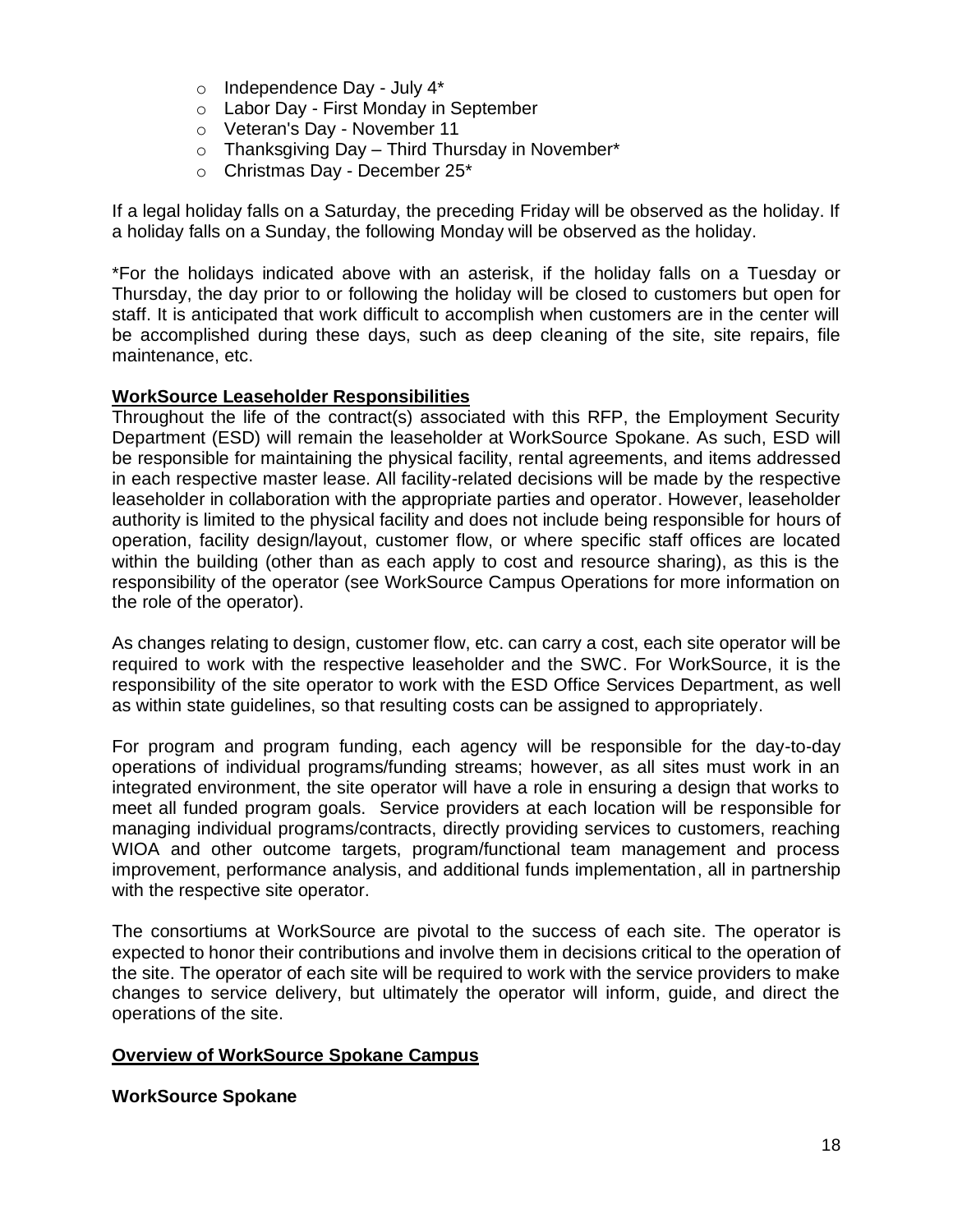- Independence Day - July 4*
- Labor Day - First Monday in September
- Veteran's Day - November 11
- Thanksgiving Day – Third Thursday in November*
- Christmas Day - December 25*

If a legal holiday falls on a Saturday, the preceding Friday will be observed as the holiday. If a holiday falls on a Sunday, the following Monday will be observed as the holiday.

*For the holidays indicated above with an asterisk, if the holiday falls on a Tuesday or Thursday, the day prior to or following the holiday will be closed to customers but open for staff. It is anticipated that work difficult to accomplish when customers are in the center will be accomplished during these days, such as deep cleaning of the site, site repairs, file maintenance, etc.

**WorkSource Leaseholder Responsibilities**

Throughout the life of the contract(s) associated with this RFP, the Employment Security Department (ESD) will remain the leaseholder at WorkSource Spokane. As such, ESD will be responsible for maintaining the physical facility, rental agreements, and items addressed in each respective master lease. All facility-related decisions will be made by the respective leaseholder in collaboration with the appropriate parties and operator. However, leaseholder authority is limited to the physical facility and does not include being responsible for hours of operation, facility design/layout, customer flow, or where specific staff offices are located within the building (other than as each apply to cost and resource sharing), as this is the responsibility of the operator (see WorkSource Campus Operations for more information on the role of the operator).

As changes relating to design, customer flow, etc. can carry a cost, each site operator will be required to work with the respective leaseholder and the SWC. For WorkSource, it is the responsibility of the site operator to work with the ESD Office Services Department, as well as within state guidelines, so that resulting costs can be assigned to appropriately.

For program and program funding, each agency will be responsible for the day-to-day operations of individual programs/funding streams; however, as all sites must work in an integrated environment, the site operator will have a role in ensuring a design that works to meet all funded program goals. Service providers at each location will be responsible for managing individual programs/contracts, directly providing services to customers, reaching WIOA and other outcome targets, program/functional team management and process improvement, performance analysis, and additional funds implementation, all in partnership with the respective site operator.

The consortiums at WorkSource are pivotal to the success of each site. The operator is expected to honor their contributions and involve them in decisions critical to the operation of the site. The operator of each site will be required to work with the service providers to make changes to service delivery, but ultimately the operator will inform, guide, and direct the operations of the site.

**Overview of WorkSource Spokane Campus**

**WorkSource Spokane**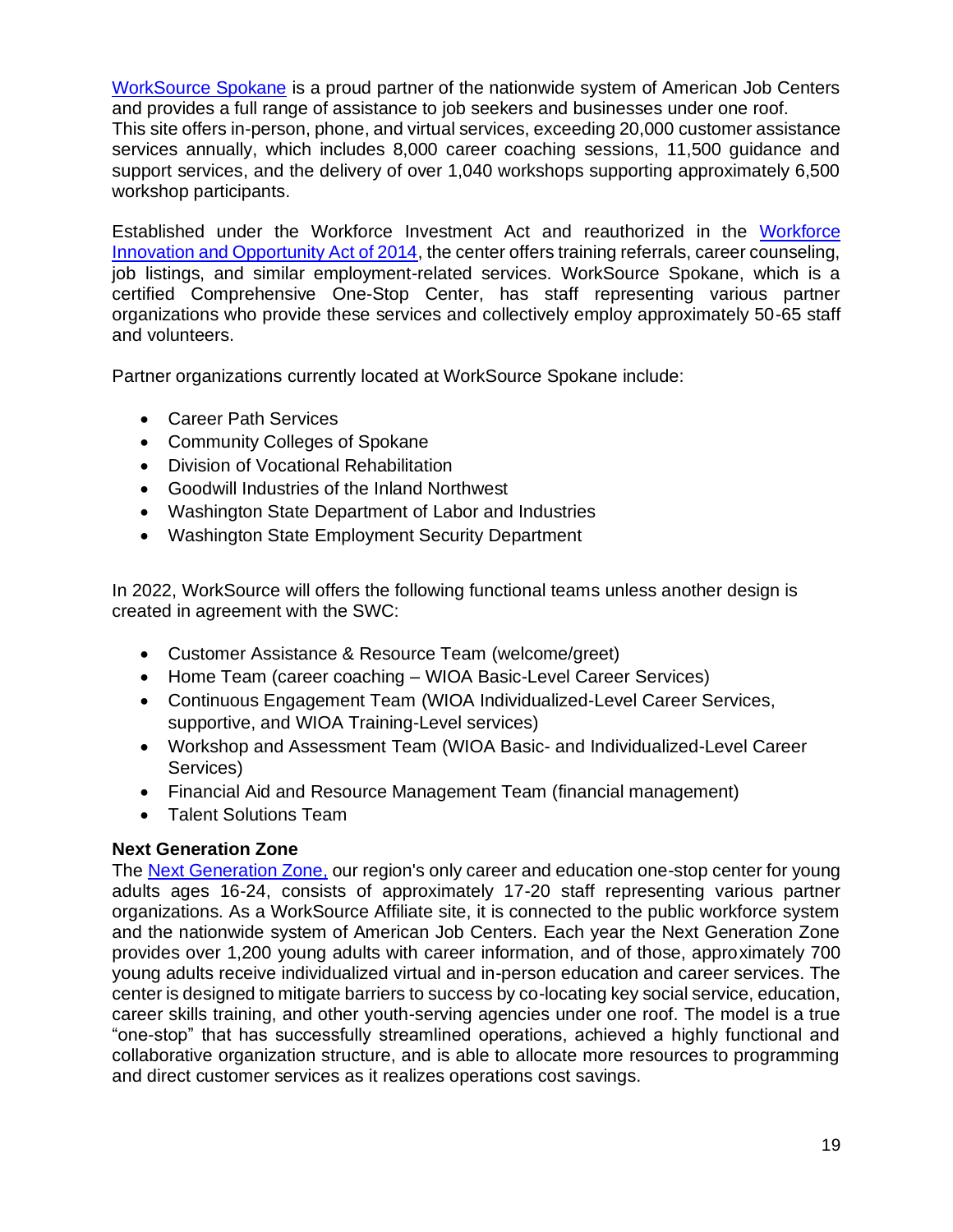[WorkSource Spokane](#) is a proud partner of the nationwide system of American Job Centers and provides a full range of assistance to job seekers and businesses under one roof. This site offers in-person, phone, and virtual services, exceeding 20,000 customer assistance services annually, which includes 8,000 career coaching sessions, 11,500 guidance and support services, and the delivery of over 1,040 workshops supporting approximately 6,500 workshop participants.

Established under the Workforce Investment Act and reauthorized in the [Workforce Innovation and Opportunity Act of 2014](#), the center offers training referrals, career counseling, job listings, and similar employment-related services. WorkSource Spokane, which is a certified Comprehensive One-Stop Center, has staff representing various partner organizations who provide these services and collectively employ approximately 50-65 staff and volunteers.

Partner organizations currently located at WorkSource Spokane include:

- Career Path Services
- Community Colleges of Spokane
- Division of Vocational Rehabilitation
- Goodwill Industries of the Inland Northwest
- Washington State Department of Labor and Industries
- Washington State Employment Security Department

In 2022, WorkSource will offers the following functional teams unless another design is created in agreement with the SWC:

- Customer Assistance & Resource Team (welcome/greet)
- Home Team (career coaching – WIOA Basic-Level Career Services)
- Continuous Engagement Team (WIOA Individualized-Level Career Services, supportive, and WIOA Training-Level services)
- Workshop and Assessment Team (WIOA Basic- and Individualized-Level Career Services)
- Financial Aid and Resource Management Team (financial management)
- Talent Solutions Team

**Next Generation Zone**

The [Next Generation Zone,](#) our region's only career and education one-stop center for young adults ages 16-24, consists of approximately 17-20 staff representing various partner organizations. As a WorkSource Affiliate site, it is connected to the public workforce system and the nationwide system of American Job Centers. Each year the Next Generation Zone provides over 1,200 young adults with career information, and of those, approximately 700 young adults receive individualized virtual and in-person education and career services. The center is designed to mitigate barriers to success by co-locating key social service, education, career skills training, and other youth-serving agencies under one roof. The model is a true "one-stop" that has successfully streamlined operations, achieved a highly functional and collaborative organization structure, and is able to allocate more resources to programming and direct customer services as it realizes operations cost savings.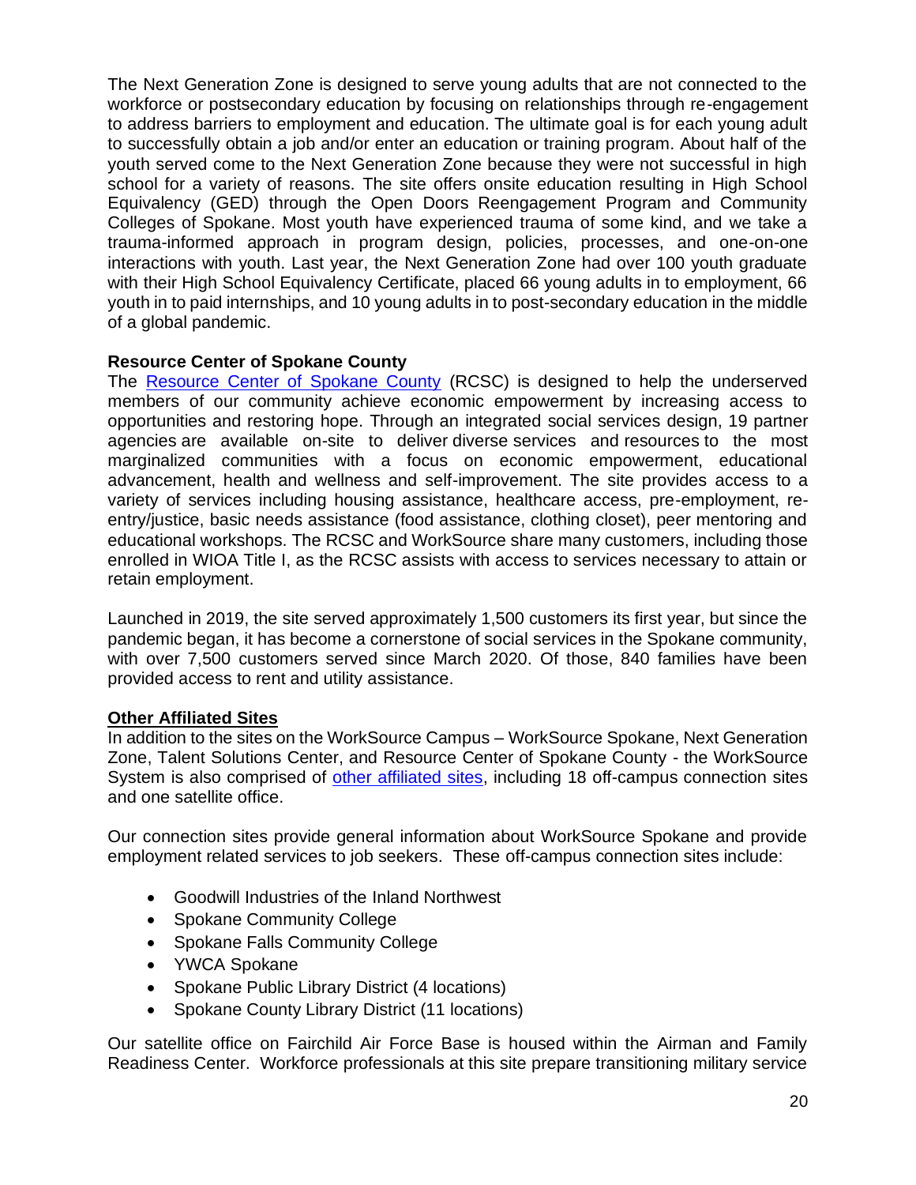The Next Generation Zone is designed to serve young adults that are not connected to the workforce or postsecondary education by focusing on relationships through re-engagement to address barriers to employment and education. The ultimate goal is for each young adult to successfully obtain a job and/or enter an education or training program. About half of the youth served come to the Next Generation Zone because they were not successful in high school for a variety of reasons. The site offers onsite education resulting in High School Equivalency (GED) through the Open Doors Reengagement Program and Community Colleges of Spokane. Most youth have experienced trauma of some kind, and we take a trauma-informed approach in program design, policies, processes, and one-on-one interactions with youth. Last year, the Next Generation Zone had over 100 youth graduate with their High School Equivalency Certificate, placed 66 young adults in to employment, 66 youth in to paid internships, and 10 young adults in to post-secondary education in the middle of a global pandemic.

**Resource Center of Spokane County**

The Resource Center of Spokane County (RCSC) is designed to help the underserved members of our community achieve economic empowerment by increasing access to opportunities and restoring hope. Through an integrated social services design, 19 partner agencies are available on-site to deliver diverse services and resources to the most marginalized communities with a focus on economic empowerment, educational advancement, health and wellness and self-improvement. The site provides access to a variety of services including housing assistance, healthcare access, pre-employment, re-entry/justice, basic needs assistance (food assistance, clothing closet), peer mentoring and educational workshops. The RCSC and WorkSource share many customers, including those enrolled in WIOA Title I, as the RCSC assists with access to services necessary to attain or retain employment.

Launched in 2019, the site served approximately 1,500 customers its first year, but since the pandemic began, it has become a cornerstone of social services in the Spokane community, with over 7,500 customers served since March 2020. Of those, 840 families have been provided access to rent and utility assistance.

**Other Affiliated Sites**

In addition to the sites on the WorkSource Campus – WorkSource Spokane, Next Generation Zone, Talent Solutions Center, and Resource Center of Spokane County - the WorkSource System is also comprised of other affiliated sites, including 18 off-campus connection sites and one satellite office.

Our connection sites provide general information about WorkSource Spokane and provide employment related services to job seekers. These off-campus connection sites include:

- Goodwill Industries of the Inland Northwest
- Spokane Community College
- Spokane Falls Community College
- YWCA Spokane
- Spokane Public Library District (4 locations)
- Spokane County Library District (11 locations)

Our satellite office on Fairchild Air Force Base is housed within the Airman and Family Readiness Center. Workforce professionals at this site prepare transitioning military service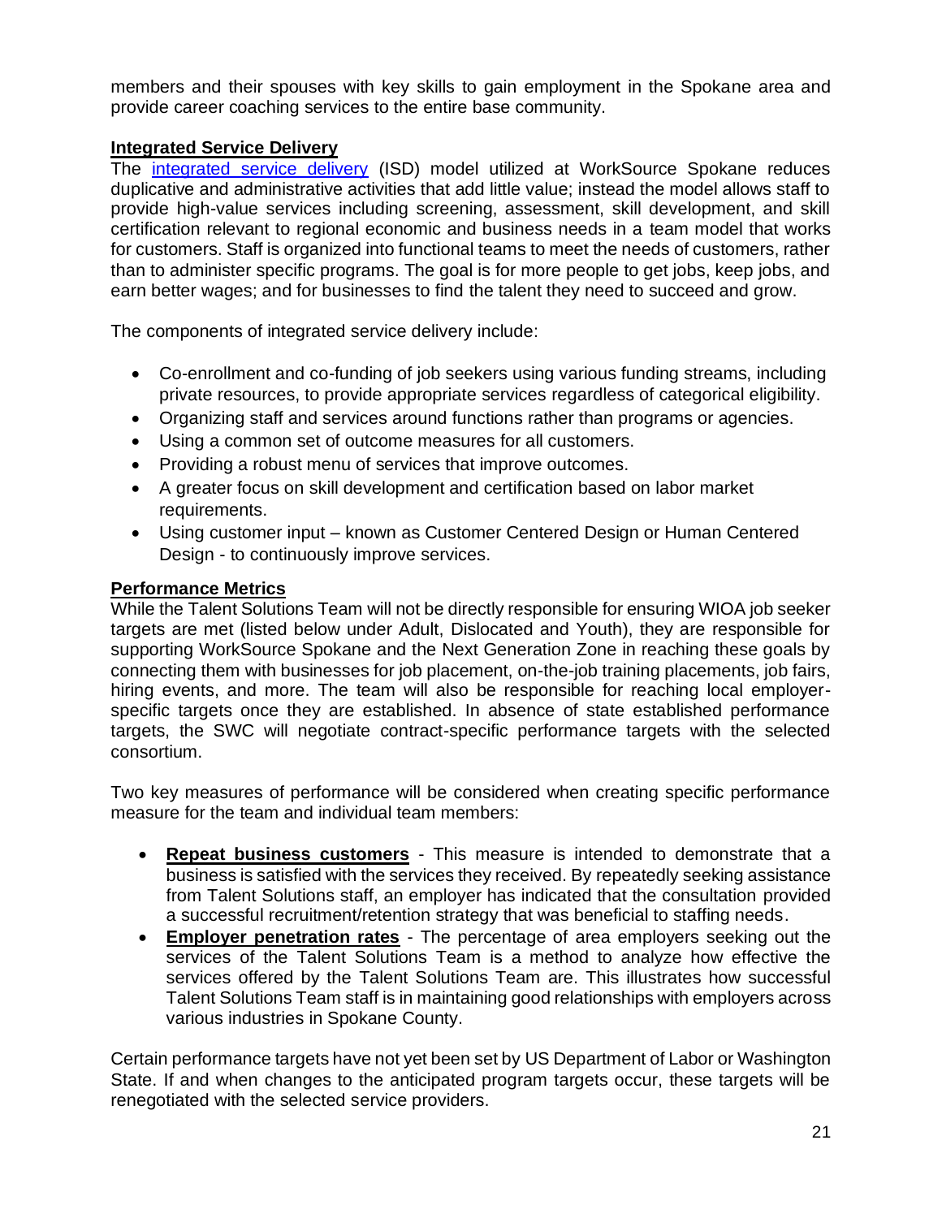members and their spouses with key skills to gain employment in the Spokane area and provide career coaching services to the entire base community.

## Integrated Service Delivery

The [integrated service delivery](integrated service delivery) (ISD) model utilized at WorkSource Spokane reduces duplicative and administrative activities that add little value; instead the model allows staff to provide high-value services including screening, assessment, skill development, and skill certification relevant to regional economic and business needs in a team model that works for customers. Staff is organized into functional teams to meet the needs of customers, rather than to administer specific programs. The goal is for more people to get jobs, keep jobs, and earn better wages; and for businesses to find the talent they need to succeed and grow.

The components of integrated service delivery include:

- Co-enrollment and co-funding of job seekers using various funding streams, including private resources, to provide appropriate services regardless of categorical eligibility.
- Organizing staff and services around functions rather than programs or agencies.
- Using a common set of outcome measures for all customers.
- Providing a robust menu of services that improve outcomes.
- A greater focus on skill development and certification based on labor market requirements.
- Using customer input – known as Customer Centered Design or Human Centered Design - to continuously improve services.

## Performance Metrics

While the Talent Solutions Team will not be directly responsible for ensuring WIOA job seeker targets are met (listed below under Adult, Dislocated and Youth), they are responsible for supporting WorkSource Spokane and the Next Generation Zone in reaching these goals by connecting them with businesses for job placement, on-the-job training placements, job fairs, hiring events, and more. The team will also be responsible for reaching local employer-specific targets once they are established. In absence of state established performance targets, the SWC will negotiate contract-specific performance targets with the selected consortium.

Two key measures of performance will be considered when creating specific performance measure for the team and individual team members:

- **Repeat business customers** - This measure is intended to demonstrate that a business is satisfied with the services they received. By repeatedly seeking assistance from Talent Solutions staff, an employer has indicated that the consultation provided a successful recruitment/retention strategy that was beneficial to staffing needs.
- **Employer penetration rates** - The percentage of area employers seeking out the services of the Talent Solutions Team is a method to analyze how effective the services offered by the Talent Solutions Team are. This illustrates how successful Talent Solutions Team staff is in maintaining good relationships with employers across various industries in Spokane County.

Certain performance targets have not yet been set by US Department of Labor or Washington State. If and when changes to the anticipated program targets occur, these targets will be renegotiated with the selected service providers.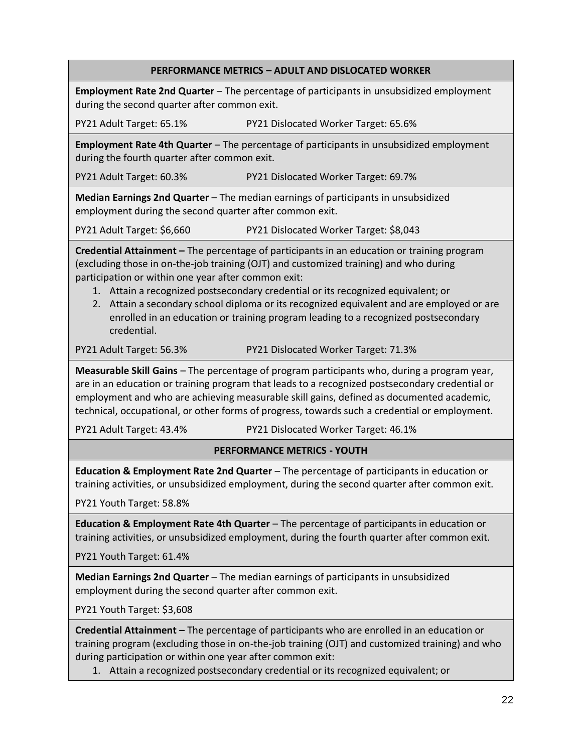## PERFORMANCE METRICS – ADULT AND DISLOCATED WORKER

**Employment Rate 2nd Quarter** – The percentage of participants in unsubsidized employment during the second quarter after common exit.

PY21 Adult Target: 65.1% PY21 Dislocated Worker Target: 65.6%

**Employment Rate 4th Quarter** – The percentage of participants in unsubsidized employment during the fourth quarter after common exit.

PY21 Adult Target: 60.3% PY21 Dislocated Worker Target: 69.7%

**Median Earnings 2nd Quarter** – The median earnings of participants in unsubsidized employment during the second quarter after common exit.

PY21 Adult Target: $6,660 PY21 Dislocated Worker Target: $8,043

**Credential Attainment –** The percentage of participants in an education or training program (excluding those in on-the-job training (OJT) and customized training) and who during participation or within one year after common exit:

1. Attain a recognized postsecondary credential or its recognized equivalent; or
2. Attain a secondary school diploma or its recognized equivalent and are employed or are enrolled in an education or training program leading to a recognized postsecondary credential.

PY21 Adult Target: 56.3% PY21 Dislocated Worker Target: 71.3%

**Measurable Skill Gains** – The percentage of program participants who, during a program year, are in an education or training program that leads to a recognized postsecondary credential or employment and who are achieving measurable skill gains, defined as documented academic, technical, occupational, or other forms of progress, towards such a credential or employment.

PY21 Adult Target: 43.4% PY21 Dislocated Worker Target: 46.1%

## PERFORMANCE METRICS - YOUTH

**Education & Employment Rate 2nd Quarter** – The percentage of participants in education or training activities, or unsubsidized employment, during the second quarter after common exit.

PY21 Youth Target: 58.8%

**Education & Employment Rate 4th Quarter** – The percentage of participants in education or training activities, or unsubsidized employment, during the fourth quarter after common exit.

PY21 Youth Target: 61.4%

**Median Earnings 2nd Quarter** – The median earnings of participants in unsubsidized employment during the second quarter after common exit.

PY21 Youth Target: $3,608

**Credential Attainment –** The percentage of participants who are enrolled in an education or training program (excluding those in on-the-job training (OJT) and customized training) and who during participation or within one year after common exit:

1. Attain a recognized postsecondary credential or its recognized equivalent; or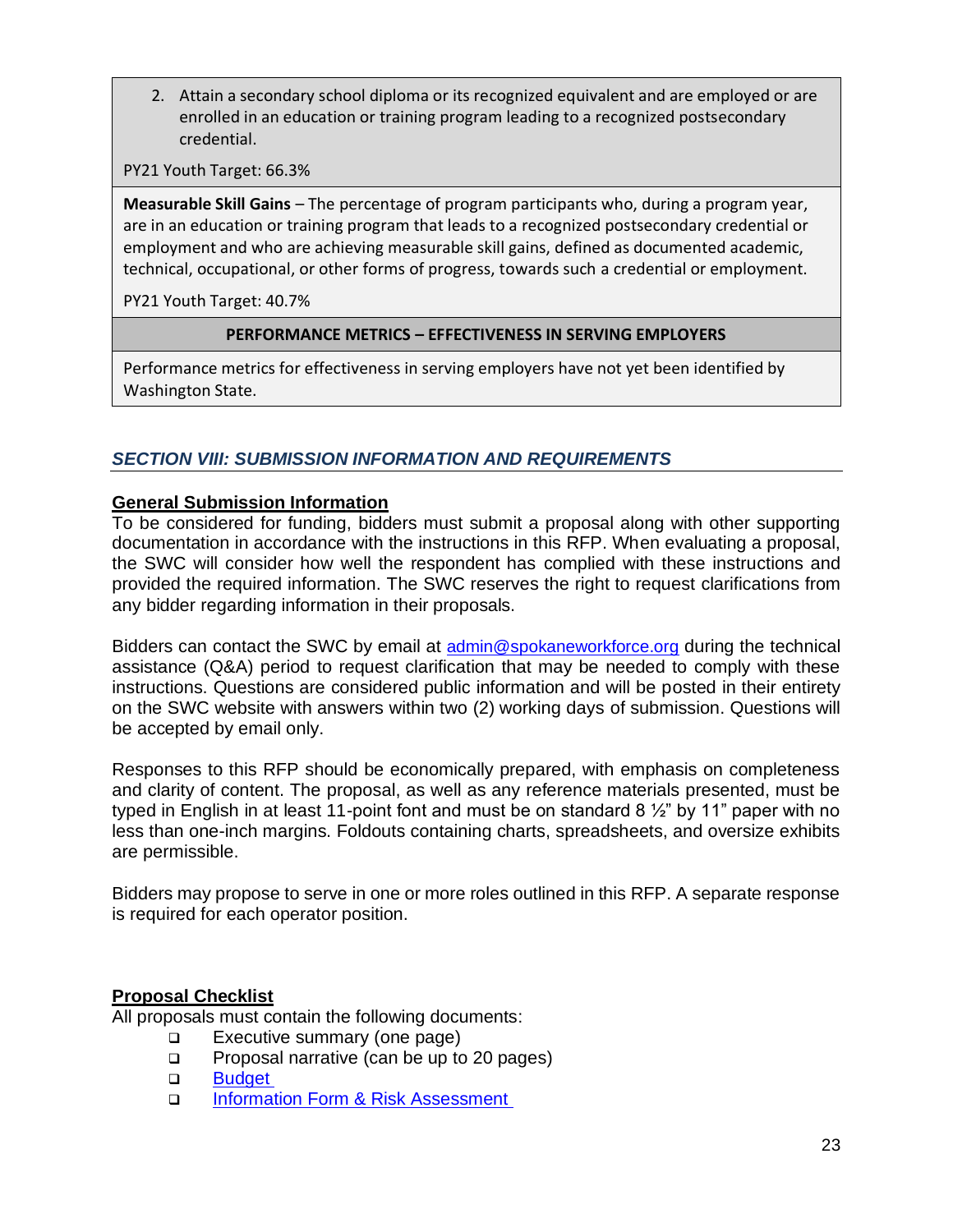2. Attain a secondary school diploma or its recognized equivalent and are employed or are enrolled in an education or training program leading to a recognized postsecondary credential.

PY21 Youth Target: 66.3%

**Measurable Skill Gains** – The percentage of program participants who, during a program year, are in an education or training program that leads to a recognized postsecondary credential or employment and who are achieving measurable skill gains, defined as documented academic, technical, occupational, or other forms of progress, towards such a credential or employment.

PY21 Youth Target: 40.7%

| PERFORMANCE METRICS – EFFECTIVENESS IN SERVING EMPLOYERS |
| --- |
| Performance metrics for effectiveness in serving employers have not yet been identified by Washington State. |

## *SECTION VIII: SUBMISSION INFORMATION AND REQUIREMENTS*

### General Submission Information

To be considered for funding, bidders must submit a proposal along with other supporting documentation in accordance with the instructions in this RFP. When evaluating a proposal, the SWC will consider how well the respondent has complied with these instructions and provided the required information. The SWC reserves the right to request clarifications from any bidder regarding information in their proposals.

Bidders can contact the SWC by email at [admin@spokaneworkforce.org](mailto:admin@spokaneworkforce.org) during the technical assistance (Q&A) period to request clarification that may be needed to comply with these instructions. Questions are considered public information and will be posted in their entirety on the SWC website with answers within two (2) working days of submission. Questions will be accepted by email only.

Responses to this RFP should be economically prepared, with emphasis on completeness and clarity of content. The proposal, as well as any reference materials presented, must be typed in English in at least 11-point font and must be on standard 8 ½" by 11" paper with no less than one-inch margins. Foldouts containing charts, spreadsheets, and oversize exhibits are permissible.

Bidders may propose to serve in one or more roles outlined in this RFP. A separate response is required for each operator position.

### Proposal Checklist

All proposals must contain the following documents:

- ❑ Executive summary (one page)
- ❑ Proposal narrative (can be up to 20 pages)
- ❑ Budget
- ❑ Information Form & Risk Assessment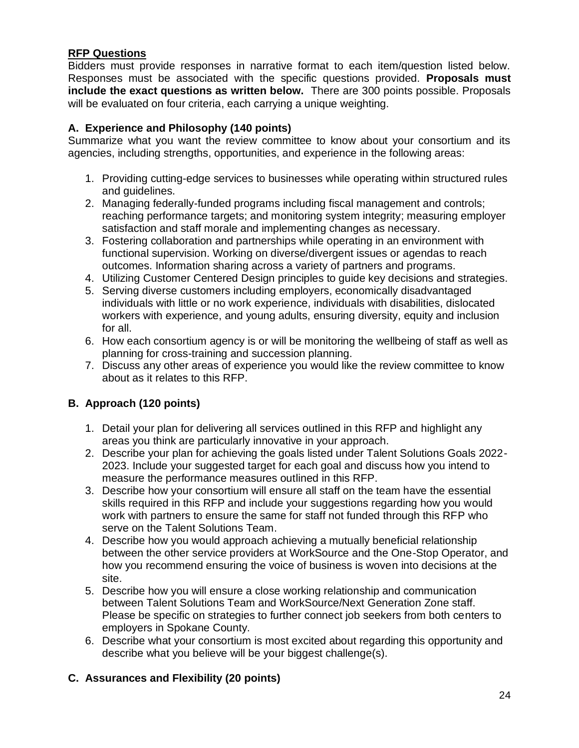## RFP Questions

Bidders must provide responses in narrative format to each item/question listed below. Responses must be associated with the specific questions provided. **Proposals must include the exact questions as written below.** There are 300 points possible. Proposals will be evaluated on four criteria, each carrying a unique weighting.

### A. Experience and Philosophy (140 points)

Summarize what you want the review committee to know about your consortium and its agencies, including strengths, opportunities, and experience in the following areas:

1. Providing cutting-edge services to businesses while operating within structured rules and guidelines.
2. Managing federally-funded programs including fiscal management and controls; reaching performance targets; and monitoring system integrity; measuring employer satisfaction and staff morale and implementing changes as necessary.
3. Fostering collaboration and partnerships while operating in an environment with functional supervision. Working on diverse/divergent issues or agendas to reach outcomes. Information sharing across a variety of partners and programs.
4. Utilizing Customer Centered Design principles to guide key decisions and strategies.
5. Serving diverse customers including employers, economically disadvantaged individuals with little or no work experience, individuals with disabilities, dislocated workers with experience, and young adults, ensuring diversity, equity and inclusion for all.
6. How each consortium agency is or will be monitoring the wellbeing of staff as well as planning for cross-training and succession planning.
7. Discuss any other areas of experience you would like the review committee to know about as it relates to this RFP.

### B. Approach (120 points)

1. Detail your plan for delivering all services outlined in this RFP and highlight any areas you think are particularly innovative in your approach.
2. Describe your plan for achieving the goals listed under Talent Solutions Goals 2022-2023. Include your suggested target for each goal and discuss how you intend to measure the performance measures outlined in this RFP.
3. Describe how your consortium will ensure all staff on the team have the essential skills required in this RFP and include your suggestions regarding how you would work with partners to ensure the same for staff not funded through this RFP who serve on the Talent Solutions Team.
4. Describe how you would approach achieving a mutually beneficial relationship between the other service providers at WorkSource and the One-Stop Operator, and how you recommend ensuring the voice of business is woven into decisions at the site.
5. Describe how you will ensure a close working relationship and communication between Talent Solutions Team and WorkSource/Next Generation Zone staff. Please be specific on strategies to further connect job seekers from both centers to employers in Spokane County.
6. Describe what your consortium is most excited about regarding this opportunity and describe what you believe will be your biggest challenge(s).

### C. Assurances and Flexibility (20 points)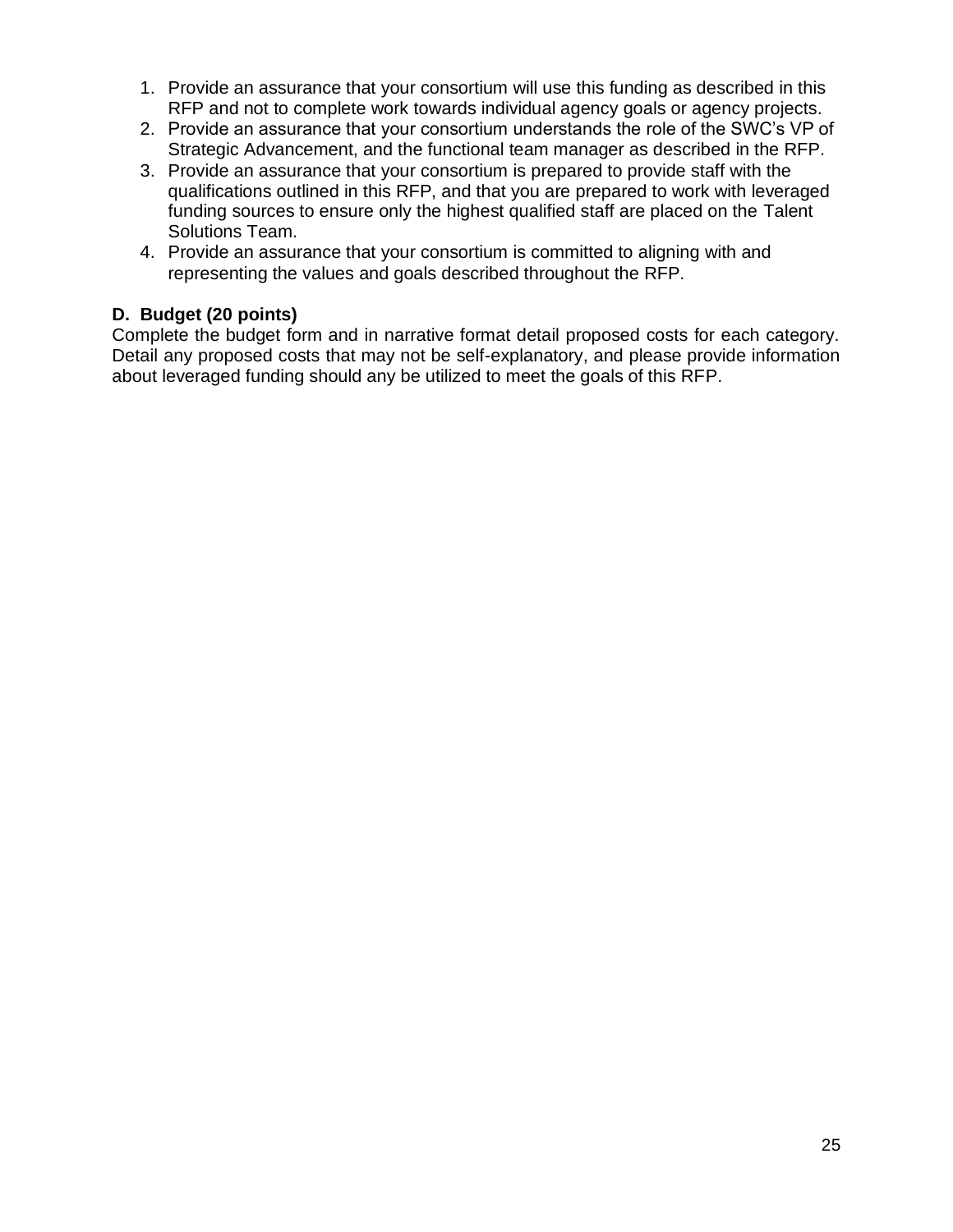1. Provide an assurance that your consortium will use this funding as described in this RFP and not to complete work towards individual agency goals or agency projects.
2. Provide an assurance that your consortium understands the role of the SWC's VP of Strategic Advancement, and the functional team manager as described in the RFP.
3. Provide an assurance that your consortium is prepared to provide staff with the qualifications outlined in this RFP, and that you are prepared to work with leveraged funding sources to ensure only the highest qualified staff are placed on the Talent Solutions Team.
4. Provide an assurance that your consortium is committed to aligning with and representing the values and goals described throughout the RFP.

**D. Budget (20 points)**

Complete the budget form and in narrative format detail proposed costs for each category. Detail any proposed costs that may not be self-explanatory, and please provide information about leveraged funding should any be utilized to meet the goals of this RFP.